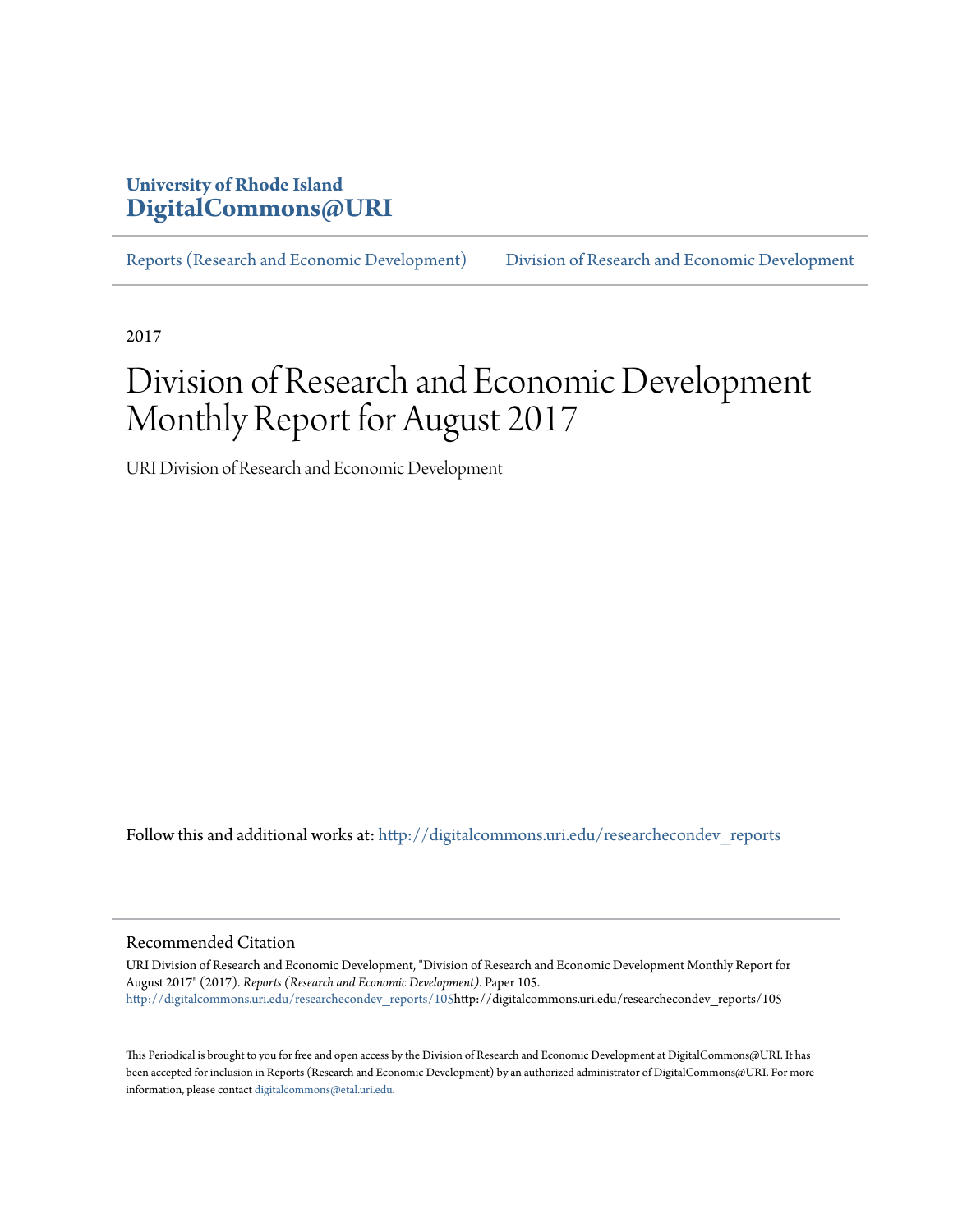University of Rhode Island
**DigitalCommons@URI**

Reports (Research and Economic Development) Division of Research and Economic Development

2017

# Division of Research and Economic Development Monthly Report for August 2017

URI Division of Research and Economic Development

Follow this and additional works at: http://digitalcommons.uri.edu/researchecondev_reports

## Recommended Citation

URI Division of Research and Economic Development, "Division of Research and Economic Development Monthly Report for August 2017" (2017). *Reports (Research and Economic Development).* Paper 105.
http://digitalcommons.uri.edu/researchecondev_reports/105http://digitalcommons.uri.edu/researchecondev_reports/105

This Periodical is brought to you for free and open access by the Division of Research and Economic Development at DigitalCommons@URI. It has been accepted for inclusion in Reports (Research and Economic Development) by an authorized administrator of DigitalCommons@URI. For more information, please contact digitalcommons@etal.uri.edu.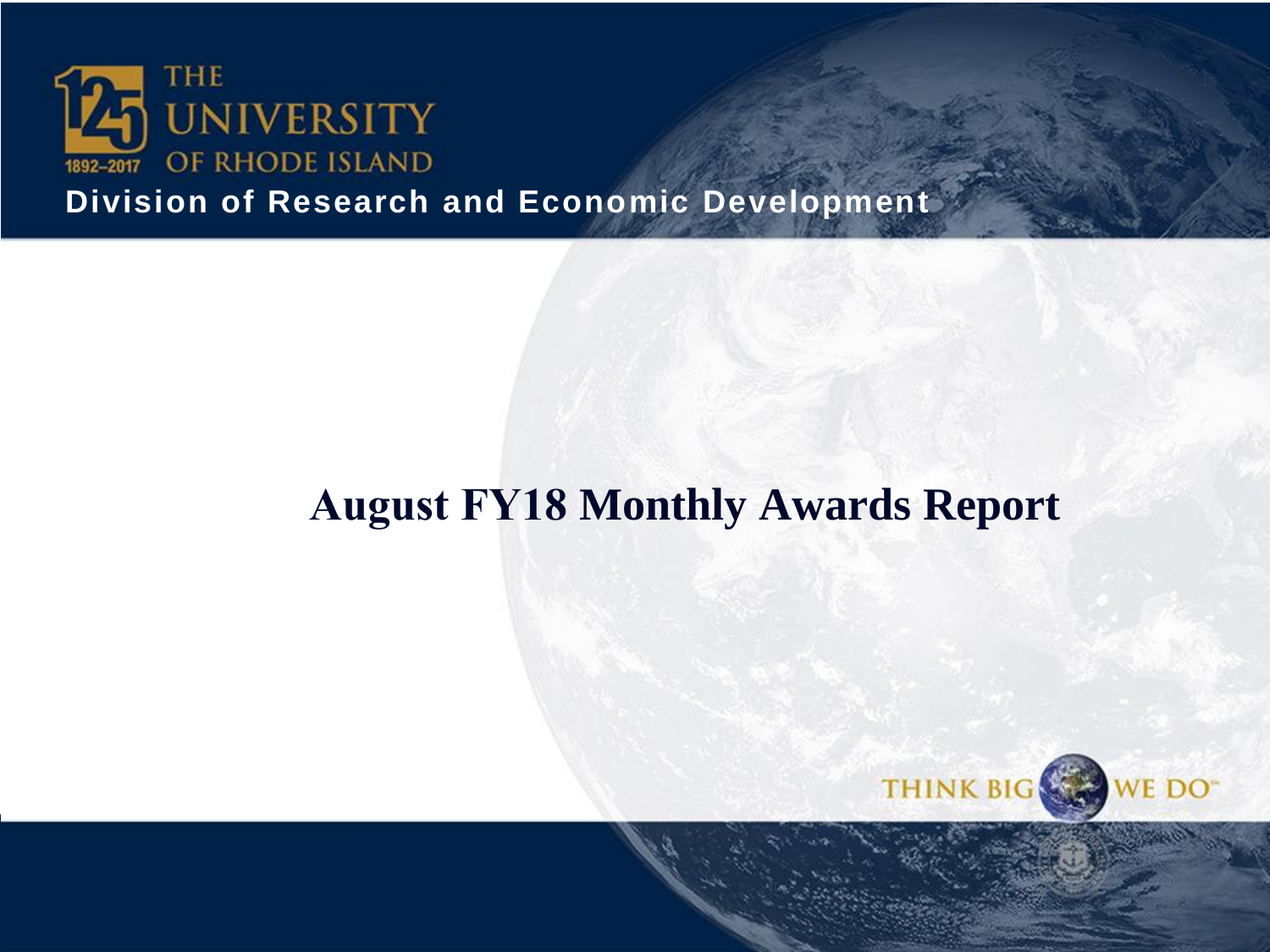THE UNIVERSITY OF RHODE ISLAND

Division of Research and Economic Development

# August FY18 Monthly Awards Report

THINK BIG WE DO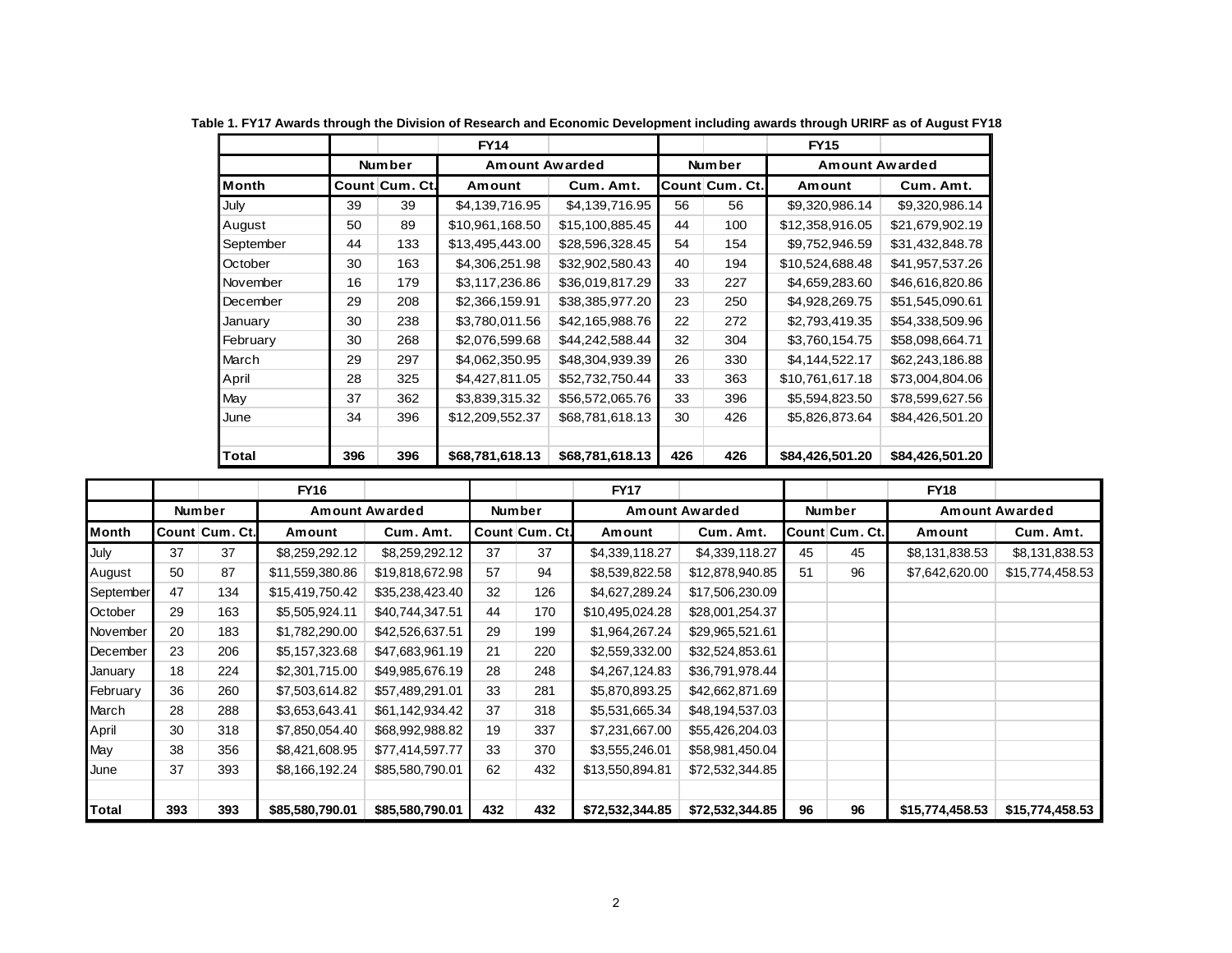**Table 1. FY17 Awards through the Division of Research and Economic Development including awards through URIRF as of August FY18**

| | FY14 | | | | FY15 | | | |
|---|---|---|---|---|---|---|---|---|
| | Number | | Amount Awarded | | Number | | Amount Awarded | |
| Month | Count | Cum. Ct. | Amount | Cum. Amt. | Count | Cum. Ct. | Amount | Cum. Amt. |
| July | 39 | 39 | $4,139,716.95 | $4,139,716.95 | 56 | 56 | $9,320,986.14 | $9,320,986.14 |
| August | 50 | 89 | $10,961,168.50 | $15,100,885.45 | 44 | 100 | $12,358,916.05 | $21,679,902.19 |
| September | 44 | 133 | $13,495,443.00 | $28,596,328.45 | 54 | 154 | $9,752,946.59 | $31,432,848.78 |
| October | 30 | 163 | $4,306,251.98 | $32,902,580.43 | 40 | 194 | $10,524,688.48 | $41,957,537.26 |
| November | 16 | 179 | $3,117,236.86 | $36,019,817.29 | 33 | 227 | $4,659,283.60 | $46,616,820.86 |
| December | 29 | 208 | $2,366,159.91 | $38,385,977.20 | 23 | 250 | $4,928,269.75 | $51,545,090.61 |
| January | 30 | 238 | $3,780,011.56 | $42,165,988.76 | 22 | 272 | $2,793,419.35 | $54,338,509.96 |
| February | 30 | 268 | $2,076,599.68 | $44,242,588.44 | 32 | 304 | $3,760,154.75 | $58,098,664.71 |
| March | 29 | 297 | $4,062,350.95 | $48,304,939.39 | 26 | 330 | $4,144,522.17 | $62,243,186.88 |
| April | 28 | 325 | $4,427,811.05 | $52,732,750.44 | 33 | 363 | $10,761,617.18 | $73,004,804.06 |
| May | 37 | 362 | $3,839,315.32 | $56,572,065.76 | 33 | 396 | $5,594,823.50 | $78,599,627.56 |
| June | 34 | 396 | $12,209,552.37 | $68,781,618.13 | 30 | 426 | $5,826,873.64 | $84,426,501.20 |
| | | | | | | | | |
| **Total** | **396** | **396** | **$68,781,618.13** | **$68,781,618.13** | **426** | **426** | **$84,426,501.20** | **$84,426,501.20** |

| | FY16 | | | | FY17 | | | | FY18 | | | |
|---|---|---|---|---|---|---|---|---|---|---|---|---|
| | Number | | Amount Awarded | | Number | | Amount Awarded | | Number | | Amount Awarded | |
| Month | Count | Cum. Ct. | Amount | Cum. Amt. | Count | Cum. Ct. | Amount | Cum. Amt. | Count | Cum. Ct. | Amount | Cum. Amt. |
| July | 37 | 37 | $8,259,292.12 | $8,259,292.12 | 37 | 37 | $4,339,118.27 | $4,339,118.27 | 45 | 45 | $8,131,838.53 | $8,131,838.53 |
| August | 50 | 87 | $11,559,380.86 | $19,818,672.98 | 57 | 94 | $8,539,822.58 | $12,878,940.85 | 51 | 96 | $7,642,620.00 | $15,774,458.53 |
| September | 47 | 134 | $15,419,750.42 | $35,238,423.40 | 32 | 126 | $4,627,289.24 | $17,506,230.09 | | | | |
| October | 29 | 163 | $5,505,924.11 | $40,744,347.51 | 44 | 170 | $10,495,024.28 | $28,001,254.37 | | | | |
| November | 20 | 183 | $1,782,290.00 | $42,526,637.51 | 29 | 199 | $1,964,267.24 | $29,965,521.61 | | | | |
| December | 23 | 206 | $5,157,323.68 | $47,683,961.19 | 21 | 220 | $2,559,332.00 | $32,524,853.61 | | | | |
| January | 18 | 224 | $2,301,715.00 | $49,985,676.19 | 28 | 248 | $4,267,124.83 | $36,791,978.44 | | | | |
| February | 36 | 260 | $7,503,614.82 | $57,489,291.01 | 33 | 281 | $5,870,893.25 | $42,662,871.69 | | | | |
| March | 28 | 288 | $3,653,643.41 | $61,142,934.42 | 37 | 318 | $5,531,665.34 | $48,194,537.03 | | | | |
| April | 30 | 318 | $7,850,054.40 | $68,992,988.82 | 19 | 337 | $7,231,667.00 | $55,426,204.03 | | | | |
| May | 38 | 356 | $8,421,608.95 | $77,414,597.77 | 33 | 370 | $3,555,246.01 | $58,981,450.04 | | | | |
| June | 37 | 393 | $8,166,192.24 | $85,580,790.01 | 62 | 432 | $13,550,894.81 | $72,532,344.85 | | | | |
| | | | | | | | | | | | | |
| **Total** | **393** | **393** | **$85,580,790.01** | **$85,580,790.01** | **432** | **432** | **$72,532,344.85** | **$72,532,344.85** | **96** | **96** | **$15,774,458.53** | **$15,774,458.53** |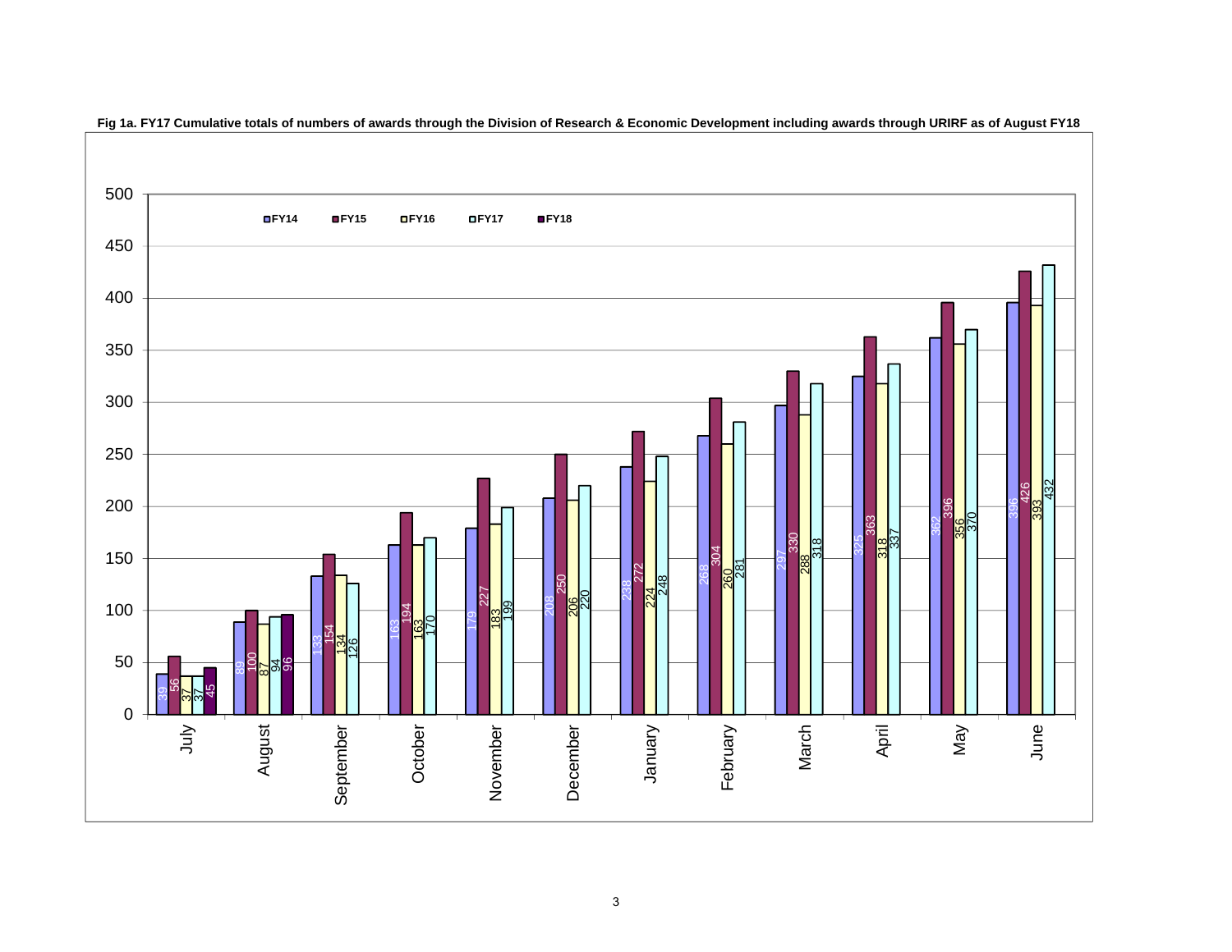**Fig 1a. FY17 Cumulative totals of numbers of awards through the Division of Research & Economic Development including awards through URIRF as of August FY18**

| Month | FY14 | FY15 | FY16 | FY17 | FY18 |
|---|---|---|---|---|---|
| July | 39 | 56 | 37 | 37 | 45 |
| August | 89 | 100 | 87 | 94 | 96 |
| September | 133 | 154 | 134 | 126 | |
| October | 163 | 194 | 163 | 170 | |
| November | 179 | 227 | 183 | 199 | |
| December | 208 | 250 | 206 | 220 | |
| January | 238 | 272 | 224 | 248 | |
| February | 268 | 304 | 260 | 281 | |
| March | 297 | 330 | 288 | 318 | |
| April | 325 | 363 | 318 | 337 | |
| May | 362 | 396 | 356 | 370 | |
| June | 396 | 426 | 393 | 432 | |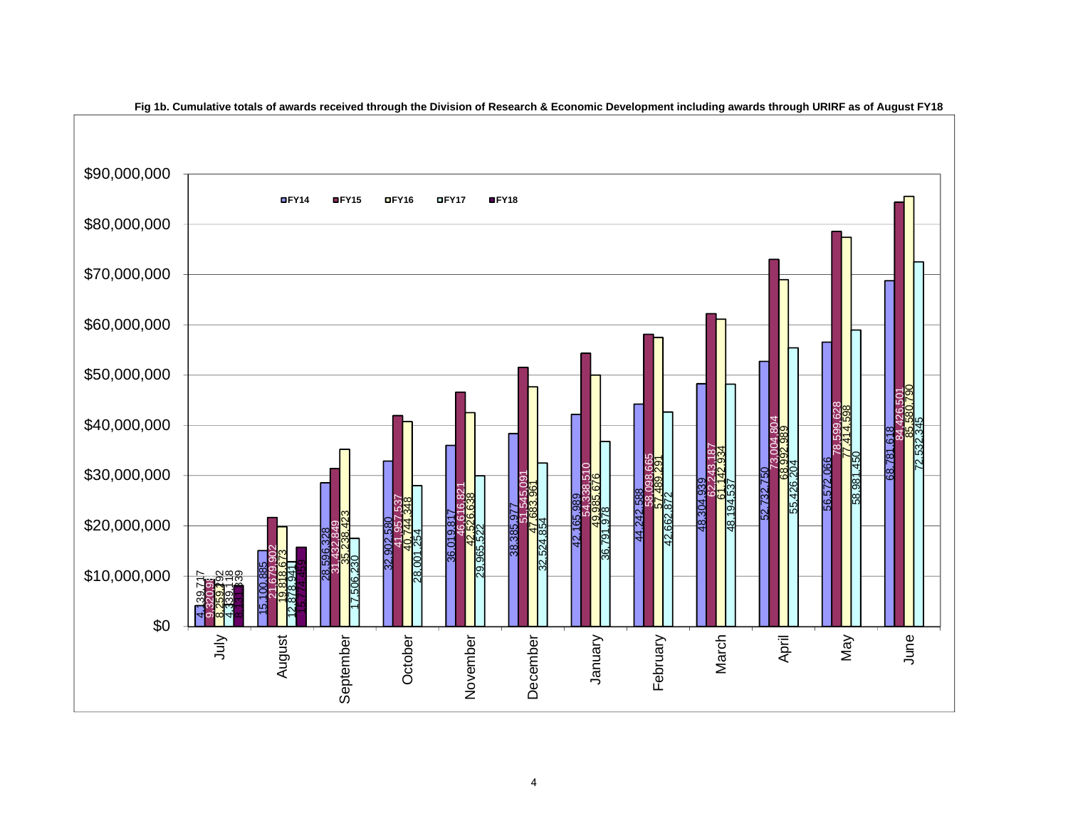**Fig 1b. Cumulative totals of awards received through the Division of Research & Economic Development including awards through URIRF as of August FY18**

| Month | FY14 | FY15 | FY16 | FY17 | FY18 |
|---|---|---|---|---|---|
| July | 4,139,717 | 9,320,914 | 8,259,192 | 4,339,118 | 8,133,339 |
| August | 15,100,885 | 21,679,902 | 19,818,673 | 12,878,941 | 15,774,459 |
| September | 28,596,328 | 31,432,849 | 35,238,423 | 17,506,230 | |
| October | 32,902,580 | 41,957,537 | 40,744,348 | 28,001,254 | |
| November | 36,019,817 | 46,616,821 | 42,526,638 | 29,965,522 | |
| December | 38,385,977 | 51,545,091 | 47,683,961 | 32,524,854 | |
| January | 42,165,989 | 54,338,510 | 49,985,676 | 36,791,978 | |
| February | 44,242,588 | 58,098,665 | 57,489,291 | 42,662,872 | |
| March | 48,304,939 | 62,243,187 | 61,142,934 | 48,194,537 | |
| April | 52,732,750 | 73,004,804 | 68,992,989 | 55,426,204 | |
| May | 56,572,066 | 78,599,628 | 77,414,598 | 58,981,450 | |
| June | 68,781,618 | 84,426,501 | 85,580,790 | 72,532,345 | |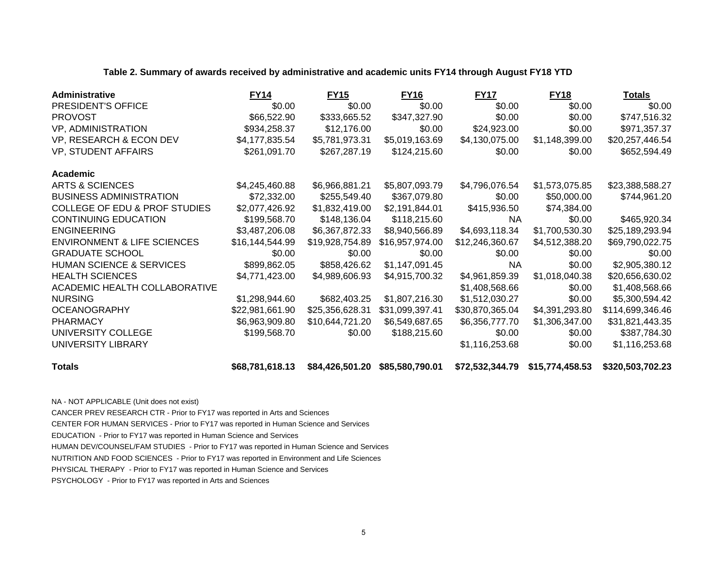**Table 2. Summary of awards received by administrative and academic units FY14 through August FY18 YTD**

| Administrative | FY14 | FY15 | FY16 | FY17 | FY18 | Totals |
|---|---|---|---|---|---|---|
| PRESIDENT'S OFFICE | $0.00 | $0.00 | $0.00 | $0.00 | $0.00 | $0.00 |
| PROVOST | $66,522.90 | $333,665.52 | $347,327.90 | $0.00 | $0.00 | $747,516.32 |
| VP, ADMINISTRATION | $934,258.37 | $12,176.00 | $0.00 | $24,923.00 | $0.00 | $971,357.37 |
| VP, RESEARCH & ECON DEV | $4,177,835.54 | $5,781,973.31 | $5,019,163.69 | $4,130,075.00 | $1,148,399.00 | $20,257,446.54 |
| VP, STUDENT AFFAIRS | $261,091.70 | $267,287.19 | $124,215.60 | $0.00 | $0.00 | $652,594.49 |
| **Academic** | | | | | | |
| ARTS & SCIENCES | $4,245,460.88 | $6,966,881.21 | $5,807,093.79 | $4,796,076.54 | $1,573,075.85 | $23,388,588.27 |
| BUSINESS ADMINISTRATION | $72,332.00 | $255,549.40 | $367,079.80 | $0.00 | $50,000.00 | $744,961.20 |
| COLLEGE OF EDU & PROF STUDIES | $2,077,426.92 | $1,832,419.00 | $2,191,844.01 | $415,936.50 | $74,384.00 | |
| CONTINUING EDUCATION | $199,568.70 | $148,136.04 | $118,215.60 | NA | $0.00 | $465,920.34 |
| ENGINEERING | $3,487,206.08 | $6,367,872.33 | $8,940,566.89 | $4,693,118.34 | $1,700,530.30 | $25,189,293.94 |
| ENVIRONMENT & LIFE SCIENCES | $16,144,544.99 | $19,928,754.89 | $16,957,974.00 | $12,246,360.67 | $4,512,388.20 | $69,790,022.75 |
| GRADUATE SCHOOL | $0.00 | $0.00 | $0.00 | $0.00 | $0.00 | $0.00 |
| HUMAN SCIENCE & SERVICES | $899,862.05 | $858,426.62 | $1,147,091.45 | NA | $0.00 | $2,905,380.12 |
| HEALTH SCIENCES | $4,771,423.00 | $4,989,606.93 | $4,915,700.32 | $4,961,859.39 | $1,018,040.38 | $20,656,630.02 |
| ACADEMIC HEALTH COLLABORATIVE | | | | $1,408,568.66 | $0.00 | $1,408,568.66 |
| NURSING | $1,298,944.60 | $682,403.25 | $1,807,216.30 | $1,512,030.27 | $0.00 | $5,300,594.42 |
| OCEANOGRAPHY | $22,981,661.90 | $25,356,628.31 | $31,099,397.41 | $30,870,365.04 | $4,391,293.80 | $114,699,346.46 |
| PHARMACY | $6,963,909.80 | $10,644,721.20 | $6,549,687.65 | $6,356,777.70 | $1,306,347.00 | $31,821,443.35 |
| UNIVERSITY COLLEGE | $199,568.70 | $0.00 | $188,215.60 | $0.00 | $0.00 | $387,784.30 |
| UNIVERSITY LIBRARY | | | | $1,116,253.68 | $0.00 | $1,116,253.68 |
| **Totals** | **$68,781,618.13** | **$84,426,501.20** | **$85,580,790.01** | **$72,532,344.79** | **$15,774,458.53** | **$320,503,702.23** |

NA - NOT APPLICABLE (Unit does not exist)

CANCER PREV RESEARCH CTR - Prior to FY17 was reported in Arts and Sciences

CENTER FOR HUMAN SERVICES - Prior to FY17 was reported in Human Science and Services

EDUCATION - Prior to FY17 was reported in Human Science and Services

HUMAN DEV/COUNSEL/FAM STUDIES - Prior to FY17 was reported in Human Science and Services

NUTRITION AND FOOD SCIENCES - Prior to FY17 was reported in Environment and Life Sciences

PHYSICAL THERAPY - Prior to FY17 was reported in Human Science and Services

PSYCHOLOGY - Prior to FY17 was reported in Arts and Sciences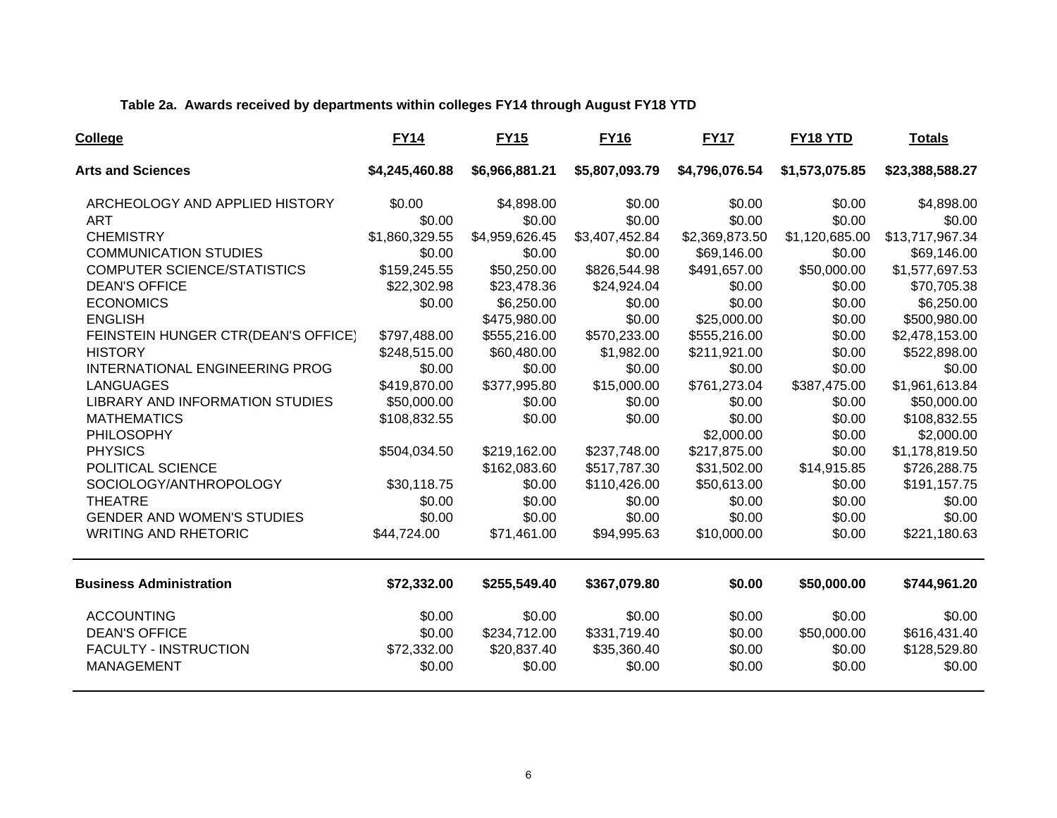**Table 2a. Awards received by departments within colleges FY14 through August FY18 YTD**

| College | FY14 | FY15 | FY16 | FY17 | FY18 YTD | Totals |
|---|---|---|---|---|---|---|
| **Arts and Sciences** | **$4,245,460.88** | **$6,966,881.21** | **$5,807,093.79** | **$4,796,076.54** | **$1,573,075.85** | **$23,388,588.27** |
| ARCHEOLOGY AND APPLIED HISTORY | $0.00 | $4,898.00 | $0.00 | $0.00 | $0.00 | $4,898.00 |
| ART | $0.00 | $0.00 | $0.00 | $0.00 | $0.00 | $0.00 |
| CHEMISTRY | $1,860,329.55 | $4,959,626.45 | $3,407,452.84 | $2,369,873.50 | $1,120,685.00 | $13,717,967.34 |
| COMMUNICATION STUDIES | $0.00 | $0.00 | $0.00 | $69,146.00 | $0.00 | $69,146.00 |
| COMPUTER SCIENCE/STATISTICS | $159,245.55 | $50,250.00 | $826,544.98 | $491,657.00 | $50,000.00 | $1,577,697.53 |
| DEAN'S OFFICE | $22,302.98 | $23,478.36 | $24,924.04 | $0.00 | $0.00 | $70,705.38 |
| ECONOMICS | $0.00 | $6,250.00 | $0.00 | $0.00 | $0.00 | $6,250.00 |
| ENGLISH | | $475,980.00 | $0.00 | $25,000.00 | $0.00 | $500,980.00 |
| FEINSTEIN HUNGER CTR(DEAN'S OFFICE) | $797,488.00 | $555,216.00 | $570,233.00 | $555,216.00 | $0.00 | $2,478,153.00 |
| HISTORY | $248,515.00 | $60,480.00 | $1,982.00 | $211,921.00 | $0.00 | $522,898.00 |
| INTERNATIONAL ENGINEERING PROG | $0.00 | $0.00 | $0.00 | $0.00 | $0.00 | $0.00 |
| LANGUAGES | $419,870.00 | $377,995.80 | $15,000.00 | $761,273.04 | $387,475.00 | $1,961,613.84 |
| LIBRARY AND INFORMATION STUDIES | $50,000.00 | $0.00 | $0.00 | $0.00 | $0.00 | $50,000.00 |
| MATHEMATICS | $108,832.55 | $0.00 | $0.00 | $0.00 | $0.00 | $108,832.55 |
| PHILOSOPHY | | | | $2,000.00 | $0.00 | $2,000.00 |
| PHYSICS | $504,034.50 | $219,162.00 | $237,748.00 | $217,875.00 | $0.00 | $1,178,819.50 |
| POLITICAL SCIENCE | | $162,083.60 | $517,787.30 | $31,502.00 | $14,915.85 | $726,288.75 |
| SOCIOLOGY/ANTHROPOLOGY | $30,118.75 | $0.00 | $110,426.00 | $50,613.00 | $0.00 | $191,157.75 |
| THEATRE | $0.00 | $0.00 | $0.00 | $0.00 | $0.00 | $0.00 |
| GENDER AND WOMEN'S STUDIES | $0.00 | $0.00 | $0.00 | $0.00 | $0.00 | $0.00 |
| WRITING AND RHETORIC | $44,724.00 | $71,461.00 | $94,995.63 | $10,000.00 | $0.00 | $221,180.63 |
| **Business Administration** | **$72,332.00** | **$255,549.40** | **$367,079.80** | **$0.00** | **$50,000.00** | **$744,961.20** |
| ACCOUNTING | $0.00 | $0.00 | $0.00 | $0.00 | $0.00 | $0.00 |
| DEAN'S OFFICE | $0.00 | $234,712.00 | $331,719.40 | $0.00 | $50,000.00 | $616,431.40 |
| FACULTY - INSTRUCTION | $72,332.00 | $20,837.40 | $35,360.40 | $0.00 | $0.00 | $128,529.80 |
| MANAGEMENT | $0.00 | $0.00 | $0.00 | $0.00 | $0.00 | $0.00 |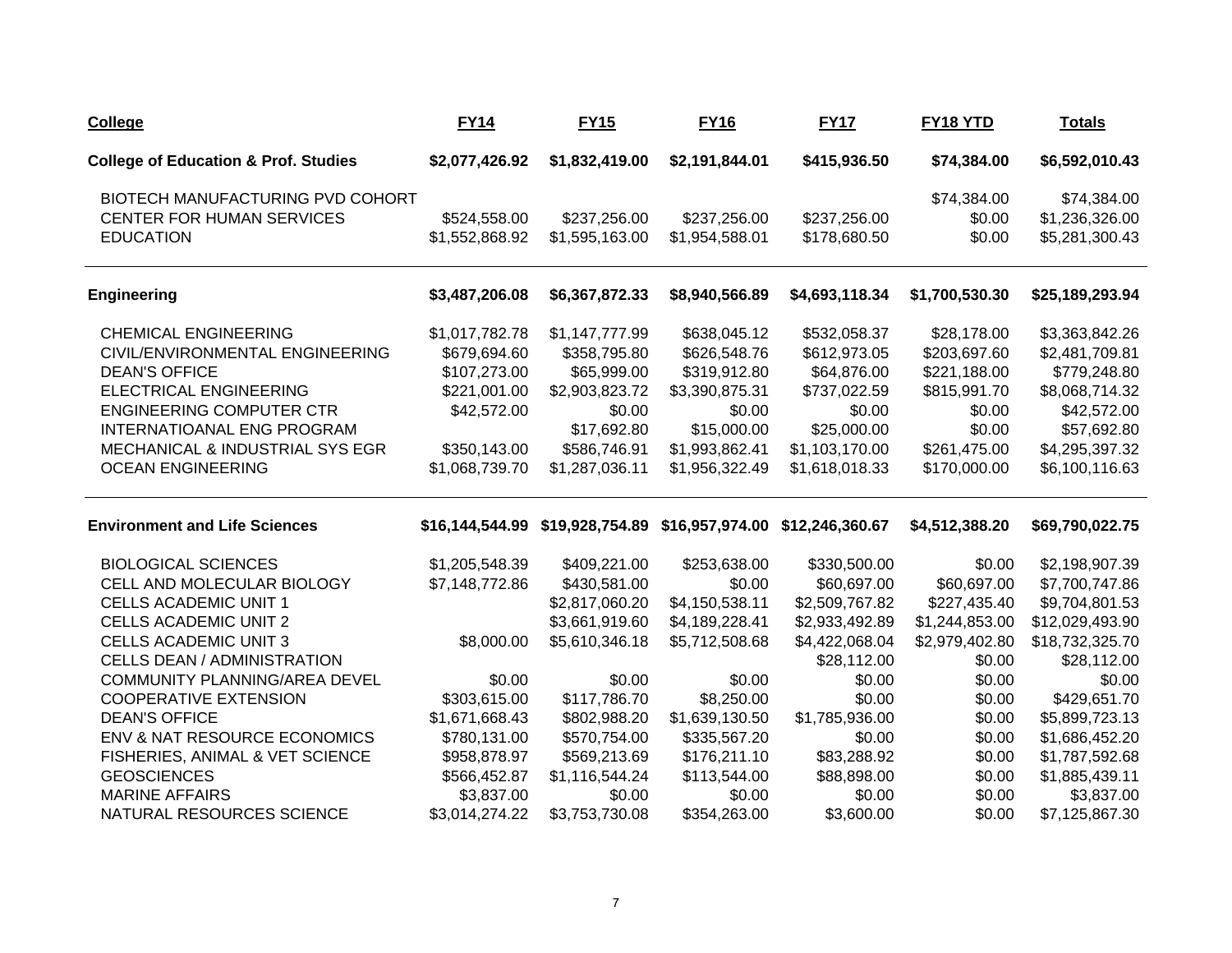| College | FY14 | FY15 | FY16 | FY17 | FY18 YTD | Totals |
|---|---|---|---|---|---|---|
| **College of Education & Prof. Studies** | **$2,077,426.92** | **$1,832,419.00** | **$2,191,844.01** | **$415,936.50** | **$74,384.00** | **$6,592,010.43** |
| BIOTECH MANUFACTURING PVD COHORT | | | | | $74,384.00 | $74,384.00 |
| CENTER FOR HUMAN SERVICES | $524,558.00 | $237,256.00 | $237,256.00 | $237,256.00 | $0.00 | $1,236,326.00 |
| EDUCATION | $1,552,868.92 | $1,595,163.00 | $1,954,588.01 | $178,680.50 | $0.00 | $5,281,300.43 |
| **Engineering** | **$3,487,206.08** | **$6,367,872.33** | **$8,940,566.89** | **$4,693,118.34** | **$1,700,530.30** | **$25,189,293.94** |
| CHEMICAL ENGINEERING | $1,017,782.78 | $1,147,777.99 | $638,045.12 | $532,058.37 | $28,178.00 | $3,363,842.26 |
| CIVIL/ENVIRONMENTAL ENGINEERING | $679,694.60 | $358,795.80 | $626,548.76 | $612,973.05 | $203,697.60 | $2,481,709.81 |
| DEAN'S OFFICE | $107,273.00 | $65,999.00 | $319,912.80 | $64,876.00 | $221,188.00 | $779,248.80 |
| ELECTRICAL ENGINEERING | $221,001.00 | $2,903,823.72 | $3,390,875.31 | $737,022.59 | $815,991.70 | $8,068,714.32 |
| ENGINEERING COMPUTER CTR | $42,572.00 | $0.00 | $0.00 | $0.00 | $0.00 | $42,572.00 |
| INTERNATIOANAL ENG PROGRAM | | $17,692.80 | $15,000.00 | $25,000.00 | $0.00 | $57,692.80 |
| MECHANICAL & INDUSTRIAL SYS EGR | $350,143.00 | $586,746.91 | $1,993,862.41 | $1,103,170.00 | $261,475.00 | $4,295,397.32 |
| OCEAN ENGINEERING | $1,068,739.70 | $1,287,036.11 | $1,956,322.49 | $1,618,018.33 | $170,000.00 | $6,100,116.63 |
| **Environment and Life Sciences** | **$16,144,544.99** | **$19,928,754.89** | **$16,957,974.00** | **$12,246,360.67** | **$4,512,388.20** | **$69,790,022.75** |
| BIOLOGICAL SCIENCES | $1,205,548.39 | $409,221.00 | $253,638.00 | $330,500.00 | $0.00 | $2,198,907.39 |
| CELL AND MOLECULAR BIOLOGY | $7,148,772.86 | $430,581.00 | $0.00 | $60,697.00 | $60,697.00 | $7,700,747.86 |
| CELLS ACADEMIC UNIT 1 | | $2,817,060.20 | $4,150,538.11 | $2,509,767.82 | $227,435.40 | $9,704,801.53 |
| CELLS ACADEMIC UNIT 2 | | $3,661,919.60 | $4,189,228.41 | $2,933,492.89 | $1,244,853.00 | $12,029,493.90 |
| CELLS ACADEMIC UNIT 3 | $8,000.00 | $5,610,346.18 | $5,712,508.68 | $4,422,068.04 | $2,979,402.80 | $18,732,325.70 |
| CELLS DEAN / ADMINISTRATION | | | | $28,112.00 | $0.00 | $28,112.00 |
| COMMUNITY PLANNING/AREA DEVEL | $0.00 | $0.00 | $0.00 | $0.00 | $0.00 | $0.00 |
| COOPERATIVE EXTENSION | $303,615.00 | $117,786.70 | $8,250.00 | $0.00 | $0.00 | $429,651.70 |
| DEAN'S OFFICE | $1,671,668.43 | $802,988.20 | $1,639,130.50 | $1,785,936.00 | $0.00 | $5,899,723.13 |
| ENV & NAT RESOURCE ECONOMICS | $780,131.00 | $570,754.00 | $335,567.20 | $0.00 | $0.00 | $1,686,452.20 |
| FISHERIES, ANIMAL & VET SCIENCE | $958,878.97 | $569,213.69 | $176,211.10 | $83,288.92 | $0.00 | $1,787,592.68 |
| GEOSCIENCES | $566,452.87 | $1,116,544.24 | $113,544.00 | $88,898.00 | $0.00 | $1,885,439.11 |
| MARINE AFFAIRS | $3,837.00 | $0.00 | $0.00 | $0.00 | $0.00 | $3,837.00 |
| NATURAL RESOURCES SCIENCE | $3,014,274.22 | $3,753,730.08 | $354,263.00 | $3,600.00 | $0.00 | $7,125,867.30 |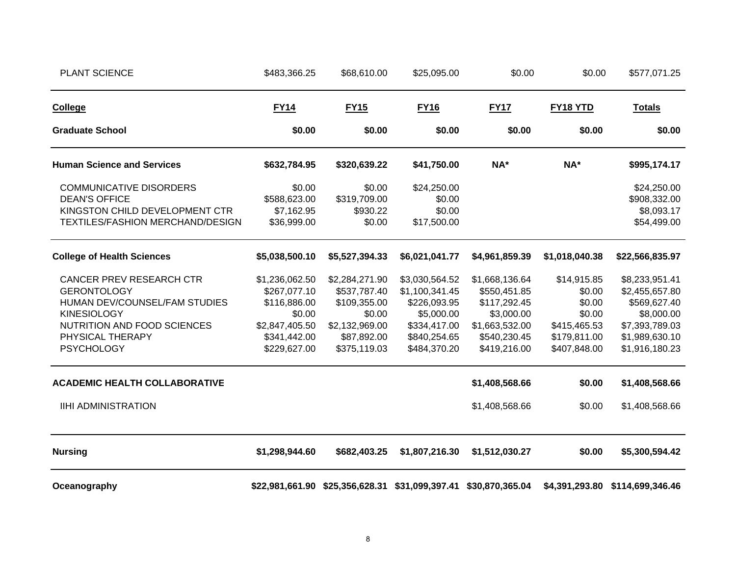| | | | | | | |
|---|---|---|---|---|---|---|
| PLANT SCIENCE | $483,366.25 | $68,610.00 | $25,095.00 | $0.00 | $0.00 | $577,071.25 |

| **College** | **FY14** | **FY15** | **FY16** | **FY17** | **FY18 YTD** | **Totals** |
|---|---|---|---|---|---|---|
| **Graduate School** | **$0.00** | **$0.00** | **$0.00** | **$0.00** | **$0.00** | **$0.00** |
| **Human Science and Services** | **$632,784.95** | **$320,639.22** | **$41,750.00** | **NA*** | **NA*** | **$995,174.17** |
| COMMUNICATIVE DISORDERS | $0.00 | $0.00 | $24,250.00 | | | $24,250.00 |
| DEAN'S OFFICE | $588,623.00 | $319,709.00 | $0.00 | | | $908,332.00 |
| KINGSTON CHILD DEVELOPMENT CTR | $7,162.95 | $930.22 | $0.00 | | | $8,093.17 |
| TEXTILES/FASHION MERCHAND/DESIGN | $36,999.00 | $0.00 | $17,500.00 | | | $54,499.00 |
| **College of Health Sciences** | **$5,038,500.10** | **$5,527,394.33** | **$6,021,041.77** | **$4,961,859.39** | **$1,018,040.38** | **$22,566,835.97** |
| CANCER PREV RESEARCH CTR | $1,236,062.50 | $2,284,271.90 | $3,030,564.52 | $1,668,136.64 | $14,915.85 | $8,233,951.41 |
| GERONTOLOGY | $267,077.10 | $537,787.40 | $1,100,341.45 | $550,451.85 | $0.00 | $2,455,657.80 |
| HUMAN DEV/COUNSEL/FAM STUDIES | $116,886.00 | $109,355.00 | $226,093.95 | $117,292.45 | $0.00 | $569,627.40 |
| KINESIOLOGY | $0.00 | $0.00 | $5,000.00 | $3,000.00 | $0.00 | $8,000.00 |
| NUTRITION AND FOOD SCIENCES | $2,847,405.50 | $2,132,969.00 | $334,417.00 | $1,663,532.00 | $415,465.53 | $7,393,789.03 |
| PHYSICAL THERAPY | $341,442.00 | $87,892.00 | $840,254.65 | $540,230.45 | $179,811.00 | $1,989,630.10 |
| PSYCHOLOGY | $229,627.00 | $375,119.03 | $484,370.20 | $419,216.00 | $407,848.00 | $1,916,180.23 |
| **ACADEMIC HEALTH COLLABORATIVE** | | | | **$1,408,568.66** | **$0.00** | **$1,408,568.66** |
| IIHI ADMINISTRATION | | | | $1,408,568.66 | $0.00 | $1,408,568.66 |
| **Nursing** | **$1,298,944.60** | **$682,403.25** | **$1,807,216.30** | **$1,512,030.27** | **$0.00** | **$5,300,594.42** |
| **Oceanography** | **$22,981,661.90** | **$25,356,628.31** | **$31,099,397.41** | **$30,870,365.04** | **$4,391,293.80** | **$114,699,346.46** |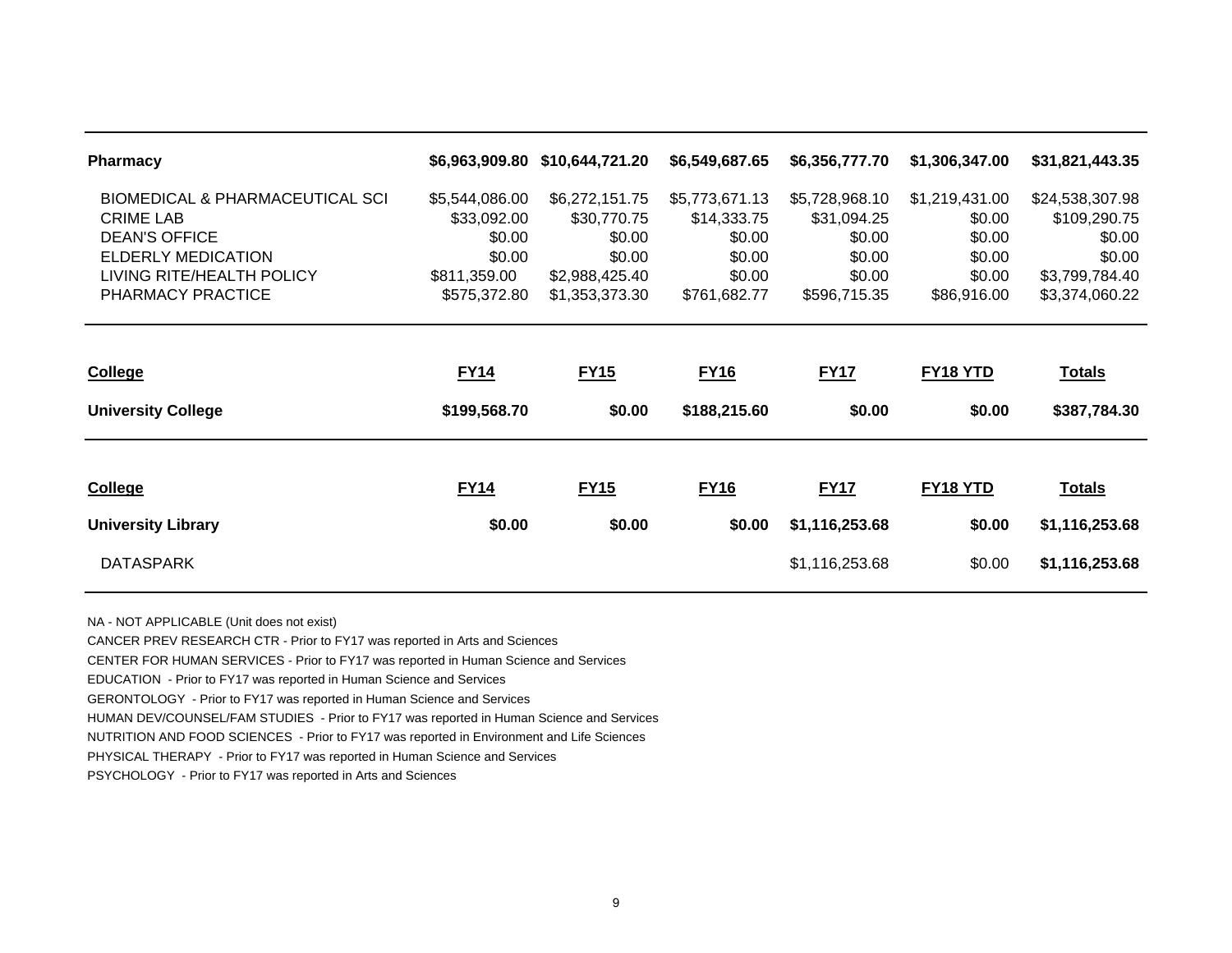| Pharmacy | $6,963,909.80 | $10,644,721.20 | $6,549,687.65 | $6,356,777.70 | $1,306,347.00 | $31,821,443.35 |
|---|---|---|---|---|---|---|
| BIOMEDICAL & PHARMACEUTICAL SCI | $5,544,086.00 | $6,272,151.75 | $5,773,671.13 | $5,728,968.10 | $1,219,431.00 | $24,538,307.98 |
| CRIME LAB | $33,092.00 | $30,770.75 | $14,333.75 | $31,094.25 | $0.00 | $109,290.75 |
| DEAN'S OFFICE | $0.00 | $0.00 | $0.00 | $0.00 | $0.00 | $0.00 |
| ELDERLY MEDICATION | $0.00 | $0.00 | $0.00 | $0.00 | $0.00 | $0.00 |
| LIVING RITE/HEALTH POLICY | $811,359.00 | $2,988,425.40 | $0.00 | $0.00 | $0.00 | $3,799,784.40 |
| PHARMACY PRACTICE | $575,372.80 | $1,353,373.30 | $761,682.77 | $596,715.35 | $86,916.00 | $3,374,060.22 |

| College | FY14 | FY15 | FY16 | FY17 | FY18 YTD | Totals |
|---|---|---|---|---|---|---|
| **University College** | **$199,568.70** | **$0.00** | **$188,215.60** | **$0.00** | **$0.00** | **$387,784.30** |

| College | FY14 | FY15 | FY16 | FY17 | FY18 YTD | Totals |
|---|---|---|---|---|---|---|
| **University Library** | **$0.00** | **$0.00** | **$0.00** | **$1,116,253.68** | **$0.00** | **$1,116,253.68** |
| DATASPARK | | | | $1,116,253.68 | $0.00 | **$1,116,253.68** |

NA - NOT APPLICABLE (Unit does not exist)

CANCER PREV RESEARCH CTR - Prior to FY17 was reported in Arts and Sciences

CENTER FOR HUMAN SERVICES - Prior to FY17 was reported in Human Science and Services

EDUCATION - Prior to FY17 was reported in Human Science and Services

GERONTOLOGY - Prior to FY17 was reported in Human Science and Services

HUMAN DEV/COUNSEL/FAM STUDIES - Prior to FY17 was reported in Human Science and Services

NUTRITION AND FOOD SCIENCES - Prior to FY17 was reported in Environment and Life Sciences

PHYSICAL THERAPY - Prior to FY17 was reported in Human Science and Services

PSYCHOLOGY - Prior to FY17 was reported in Arts and Sciences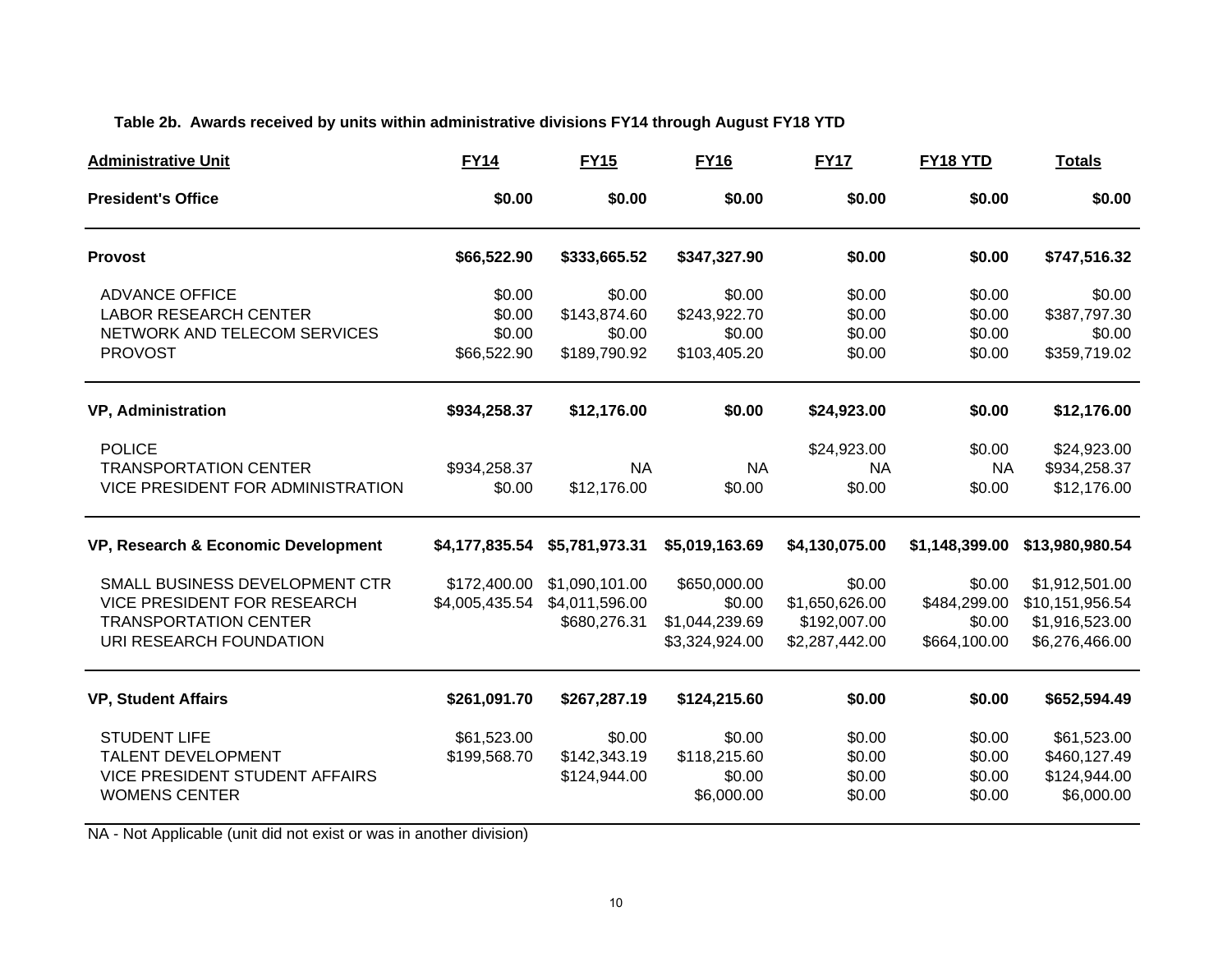**Table 2b. Awards received by units within administrative divisions FY14 through August FY18 YTD**

| Administrative Unit | FY14 | FY15 | FY16 | FY17 | FY18 YTD | Totals |
|---|---|---|---|---|---|---|
| **President's Office** | **$0.00** | **$0.00** | **$0.00** | **$0.00** | **$0.00** | **$0.00** |
| **Provost** | **$66,522.90** | **$333,665.52** | **$347,327.90** | **$0.00** | **$0.00** | **$747,516.32** |
| ADVANCE OFFICE | $0.00 | $0.00 | $0.00 | $0.00 | $0.00 | $0.00 |
| LABOR RESEARCH CENTER | $0.00 | $143,874.60 | $243,922.70 | $0.00 | $0.00 | $387,797.30 |
| NETWORK AND TELECOM SERVICES | $0.00 | $0.00 | $0.00 | $0.00 | $0.00 | $0.00 |
| PROVOST | $66,522.90 | $189,790.92 | $103,405.20 | $0.00 | $0.00 | $359,719.02 |
| **VP, Administration** | **$934,258.37** | **$12,176.00** | **$0.00** | **$24,923.00** | **$0.00** | **$12,176.00** |
| POLICE | | | | $24,923.00 | $0.00 | $24,923.00 |
| TRANSPORTATION CENTER | $934,258.37 | NA | NA | NA | NA | $934,258.37 |
| VICE PRESIDENT FOR ADMINISTRATION | $0.00 | $12,176.00 | $0.00 | $0.00 | $0.00 | $12,176.00 |
| **VP, Research & Economic Development** | **$4,177,835.54** | **$5,781,973.31** | **$5,019,163.69** | **$4,130,075.00** | **$1,148,399.00** | **$13,980,980.54** |
| SMALL BUSINESS DEVELOPMENT CTR | $172,400.00 | $1,090,101.00 | $650,000.00 | $0.00 | $0.00 | $1,912,501.00 |
| VICE PRESIDENT FOR RESEARCH | $4,005,435.54 | $4,011,596.00 | $0.00 | $1,650,626.00 | $484,299.00 | $10,151,956.54 |
| TRANSPORTATION CENTER | | $680,276.31 | $1,044,239.69 | $192,007.00 | $0.00 | $1,916,523.00 |
| URI RESEARCH FOUNDATION | | | $3,324,924.00 | $2,287,442.00 | $664,100.00 | $6,276,466.00 |
| **VP, Student Affairs** | **$261,091.70** | **$267,287.19** | **$124,215.60** | **$0.00** | **$0.00** | **$652,594.49** |
| STUDENT LIFE | $61,523.00 | $0.00 | $0.00 | $0.00 | $0.00 | $61,523.00 |
| TALENT DEVELOPMENT | $199,568.70 | $142,343.19 | $118,215.60 | $0.00 | $0.00 | $460,127.49 |
| VICE PRESIDENT STUDENT AFFAIRS | | $124,944.00 | $0.00 | $0.00 | $0.00 | $124,944.00 |
| WOMENS CENTER | | | $6,000.00 | $0.00 | $0.00 | $6,000.00 |

NA - Not Applicable (unit did not exist or was in another division)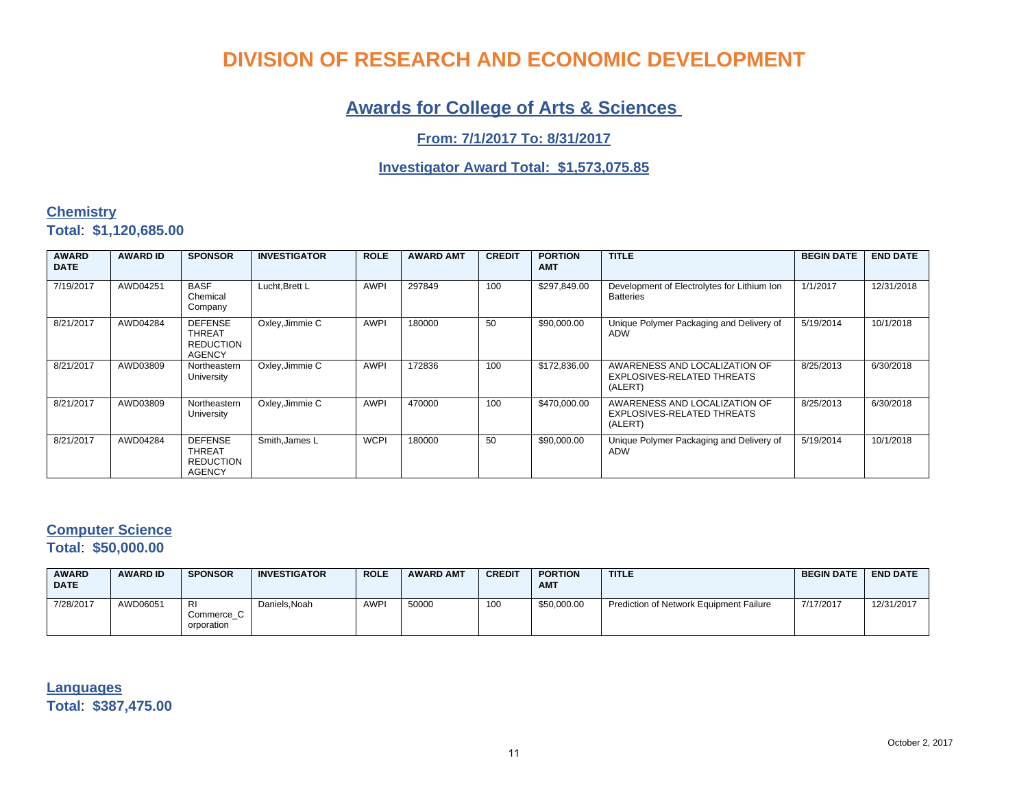# DIVISION OF RESEARCH AND ECONOMIC DEVELOPMENT

## Awards for College of Arts & Sciences

### From: 7/1/2017 To: 8/31/2017

### Investigator Award Total: $1,573,075.85

## Chemistry

**Total**: **$1,120,685.00**

| AWARD DATE | AWARD ID | SPONSOR | INVESTIGATOR | ROLE | AWARD AMT | CREDIT | PORTION AMT | TITLE | BEGIN DATE | END DATE |
|---|---|---|---|---|---|---|---|---|---|---|
| 7/19/2017 | AWD04251 | BASF Chemical Company | Lucht,Brett L | AWPI | 297849 | 100 | $297,849.00 | Development of Electrolytes for Lithium Ion Batteries | 1/1/2017 | 12/31/2018 |
| 8/21/2017 | AWD04284 | DEFENSE THREAT REDUCTION AGENCY | Oxley,Jimmie C | AWPI | 180000 | 50 | $90,000.00 | Unique Polymer Packaging and Delivery of ADW | 5/19/2014 | 10/1/2018 |
| 8/21/2017 | AWD03809 | Northeastern University | Oxley,Jimmie C | AWPI | 172836 | 100 | $172,836.00 | AWARENESS AND LOCALIZATION OF EXPLOSIVES-RELATED THREATS (ALERT) | 8/25/2013 | 6/30/2018 |
| 8/21/2017 | AWD03809 | Northeastern University | Oxley,Jimmie C | AWPI | 470000 | 100 | $470,000.00 | AWARENESS AND LOCALIZATION OF EXPLOSIVES-RELATED THREATS (ALERT) | 8/25/2013 | 6/30/2018 |
| 8/21/2017 | AWD04284 | DEFENSE THREAT REDUCTION AGENCY | Smith,James L | WCPI | 180000 | 50 | $90,000.00 | Unique Polymer Packaging and Delivery of ADW | 5/19/2014 | 10/1/2018 |

## Computer Science

**Total**: **$50,000.00**

| AWARD DATE | AWARD ID | SPONSOR | INVESTIGATOR | ROLE | AWARD AMT | CREDIT | PORTION AMT | TITLE | BEGIN DATE | END DATE |
|---|---|---|---|---|---|---|---|---|---|---|
| 7/28/2017 | AWD06051 | RI Commerce_Corporation | Daniels,Noah | AWPI | 50000 | 100 | $50,000.00 | Prediction of Network Equipment Failure | 7/17/2017 | 12/31/2017 |

## Languages

**Total**: **$387,475.00**

October 2, 2017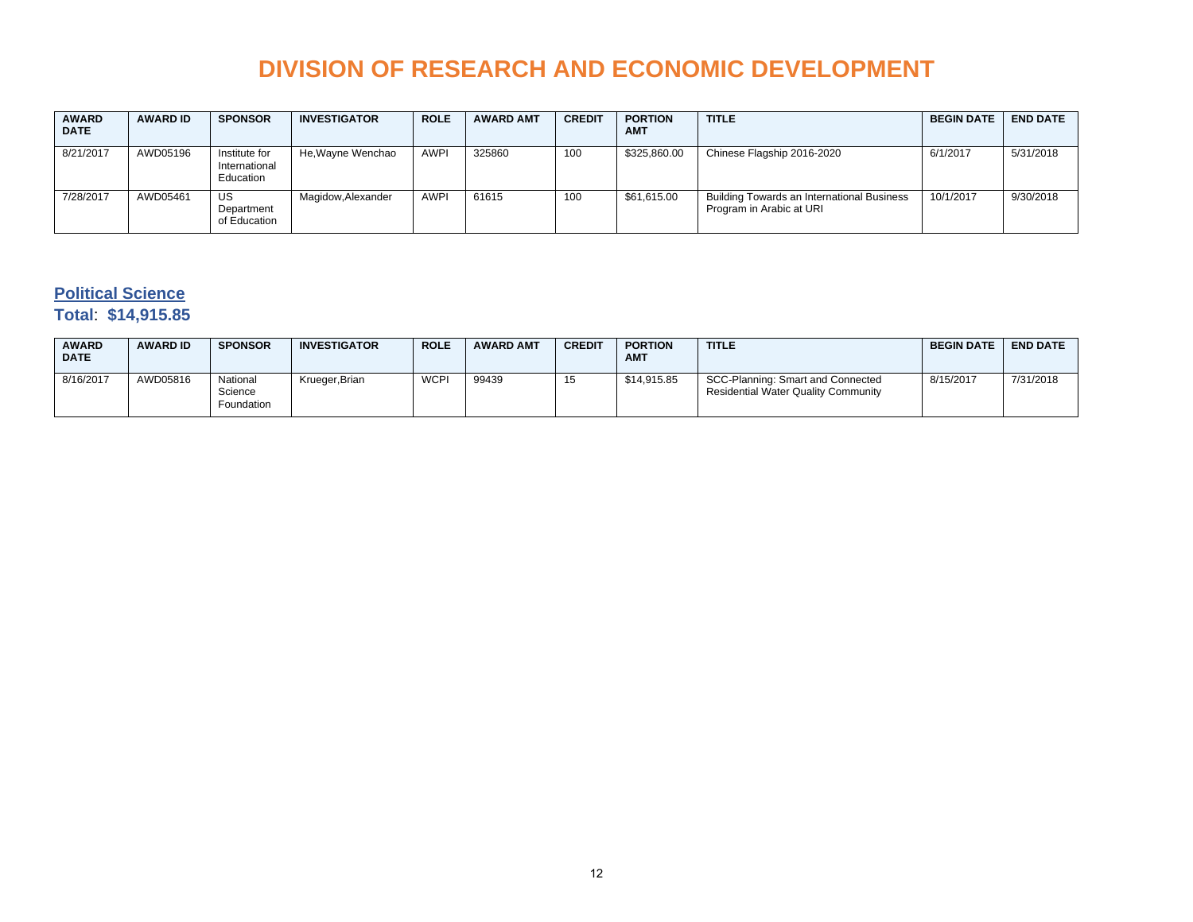# DIVISION OF RESEARCH AND ECONOMIC DEVELOPMENT

| AWARD DATE | AWARD ID | SPONSOR | INVESTIGATOR | ROLE | AWARD AMT | CREDIT | PORTION AMT | TITLE | BEGIN DATE | END DATE |
|---|---|---|---|---|---|---|---|---|---|---|
| 8/21/2017 | AWD05196 | Institute for International Education | He,Wayne Wenchao | AWPI | 325860 | 100 | $325,860.00 | Chinese Flagship 2016-2020 | 6/1/2017 | 5/31/2018 |
| 7/28/2017 | AWD05461 | US Department of Education | Magidow,Alexander | AWPI | 61615 | 100 | $61,615.00 | Building Towards an International Business Program in Arabic at URI | 10/1/2017 | 9/30/2018 |

## Political Science

**Total**: **$14,915.85**

| AWARD DATE | AWARD ID | SPONSOR | INVESTIGATOR | ROLE | AWARD AMT | CREDIT | PORTION AMT | TITLE | BEGIN DATE | END DATE |
|---|---|---|---|---|---|---|---|---|---|---|
| 8/16/2017 | AWD05816 | National Science Foundation | Krueger,Brian | WCPI | 99439 | 15 | $14,915.85 | SCC-Planning: Smart and Connected Residential Water Quality Community | 8/15/2017 | 7/31/2018 |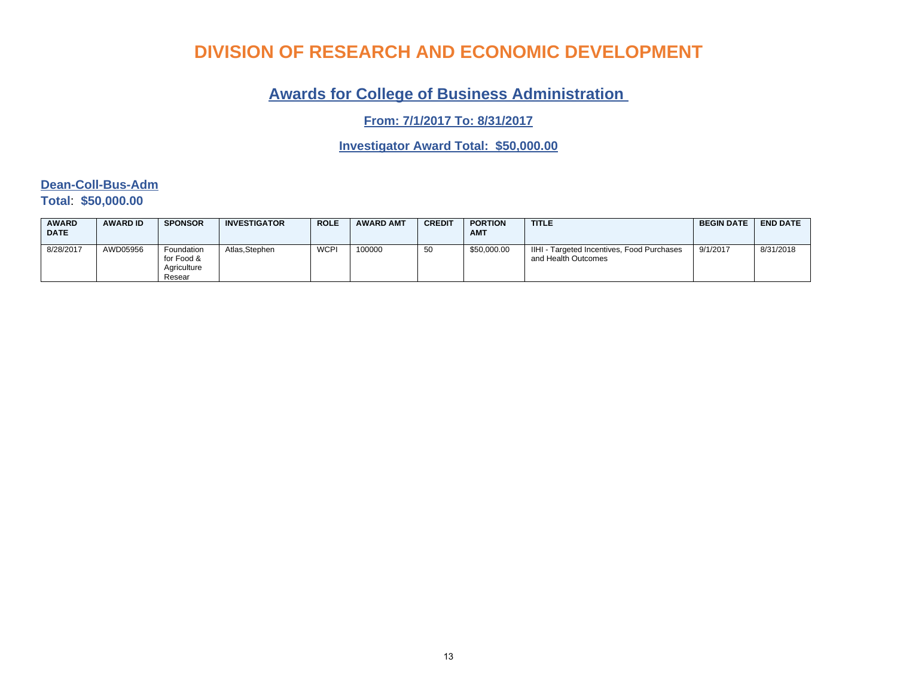# DIVISION OF RESEARCH AND ECONOMIC DEVELOPMENT

## Awards for College of Business Administration

**From: 7/1/2017 To: 8/31/2017**

**Investigator Award Total: $50,000.00**

### Dean-Coll-Bus-Adm

**Total**: **$50,000.00**

| AWARD DATE | AWARD ID | SPONSOR | INVESTIGATOR | ROLE | AWARD AMT | CREDIT | PORTION AMT | TITLE | BEGIN DATE | END DATE |
|---|---|---|---|---|---|---|---|---|---|---|
| 8/28/2017 | AWD05956 | Foundation for Food & Agriculture Resear | Atlas,Stephen | WCPI | 100000 | 50 | $50,000.00 | IIHI - Targeted Incentives, Food Purchases and Health Outcomes | 9/1/2017 | 8/31/2018 |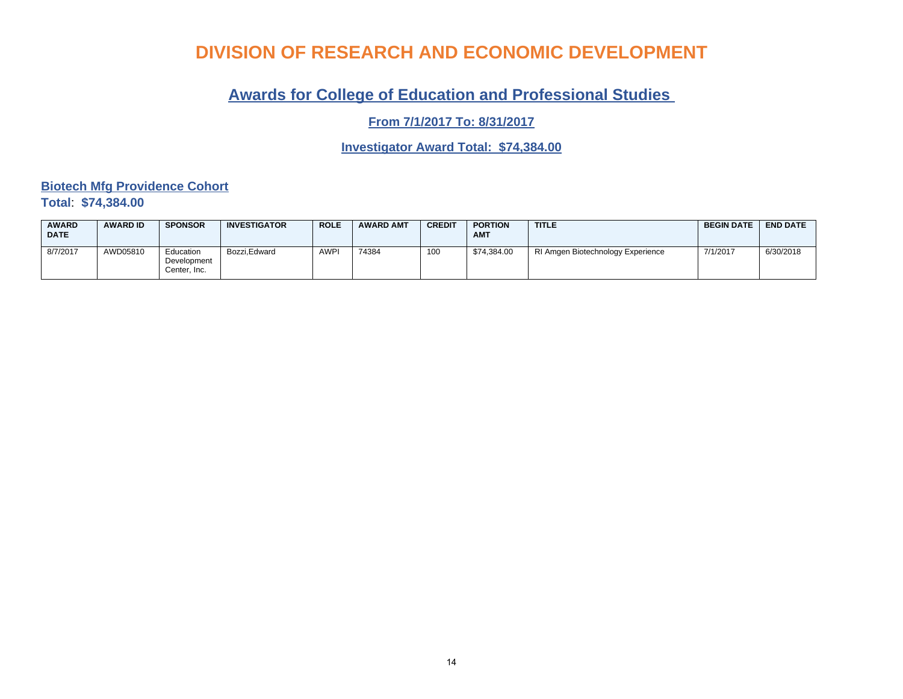# DIVISION OF RESEARCH AND ECONOMIC DEVELOPMENT

## Awards for College of Education and Professional Studies

### From 7/1/2017 To: 8/31/2017

### Investigator Award Total: $74,384.00

**Biotech Mfg Providence Cohort**

**Total**: **$74,384.00**

| AWARD DATE | AWARD ID | SPONSOR | INVESTIGATOR | ROLE | AWARD AMT | CREDIT | PORTION AMT | TITLE | BEGIN DATE | END DATE |
|---|---|---|---|---|---|---|---|---|---|---|
| 8/7/2017 | AWD05810 | Education Development Center, Inc. | Bozzi,Edward | AWPI | 74384 | 100 | $74,384.00 | RI Amgen Biotechnology Experience | 7/1/2017 | 6/30/2018 |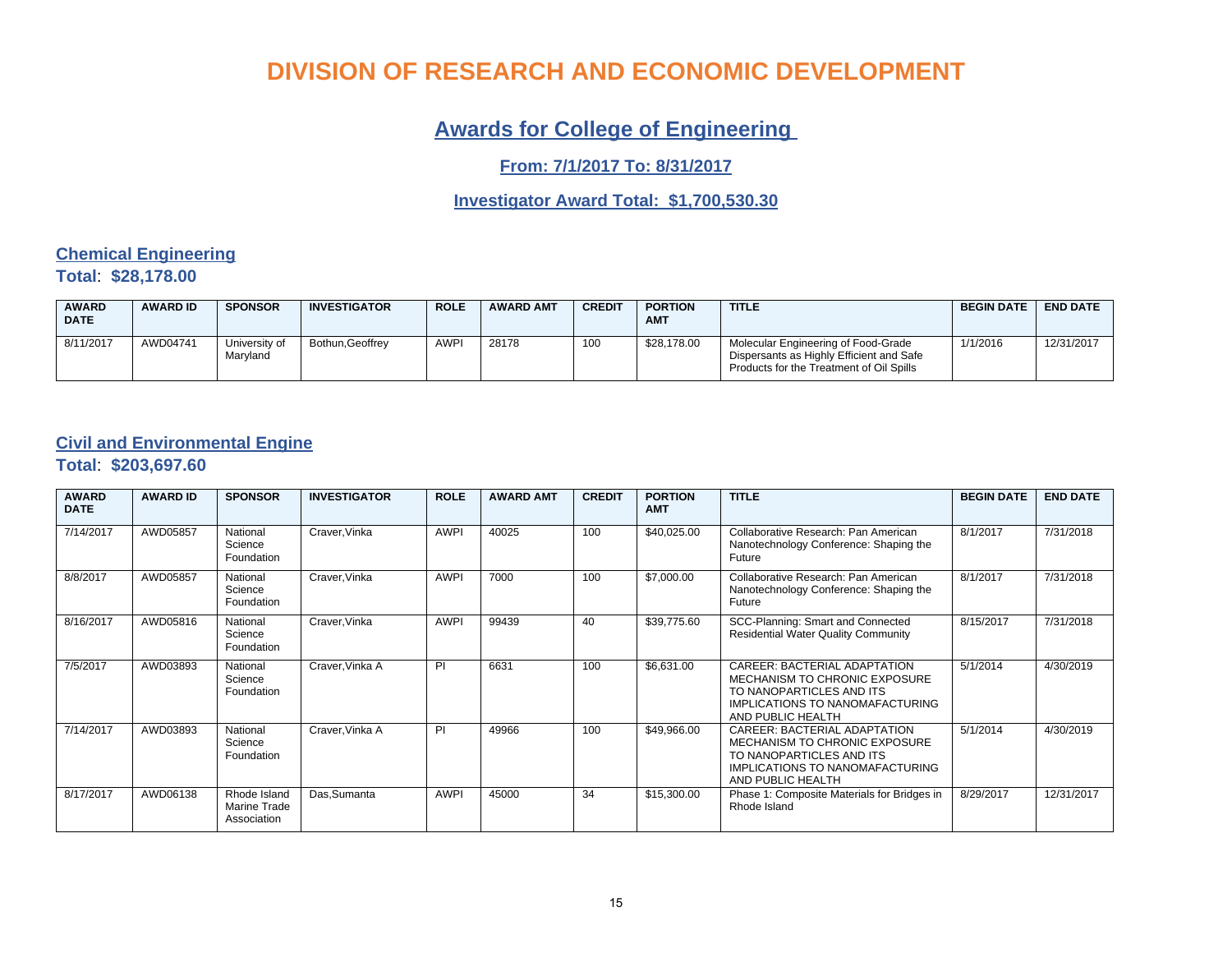# DIVISION OF RESEARCH AND ECONOMIC DEVELOPMENT

## Awards for College of Engineering

### From: 7/1/2017 To: 8/31/2017

### Investigator Award Total: $1,700,530.30

## Chemical Engineering

**Total**: **$28,178.00**

| AWARD DATE | AWARD ID | SPONSOR | INVESTIGATOR | ROLE | AWARD AMT | CREDIT | PORTION AMT | TITLE | BEGIN DATE | END DATE |
|---|---|---|---|---|---|---|---|---|---|---|
| 8/11/2017 | AWD04741 | University of Maryland | Bothun,Geoffrey | AWPI | 28178 | 100 | $28,178.00 | Molecular Engineering of Food-Grade Dispersants as Highly Efficient and Safe Products for the Treatment of Oil Spills | 1/1/2016 | 12/31/2017 |

## Civil and Environmental Engine

**Total**: **$203,697.60**

| AWARD DATE | AWARD ID | SPONSOR | INVESTIGATOR | ROLE | AWARD AMT | CREDIT | PORTION AMT | TITLE | BEGIN DATE | END DATE |
|---|---|---|---|---|---|---|---|---|---|---|
| 7/14/2017 | AWD05857 | National Science Foundation | Craver,Vinka | AWPI | 40025 | 100 | $40,025.00 | Collaborative Research: Pan American Nanotechnology Conference: Shaping the Future | 8/1/2017 | 7/31/2018 |
| 8/8/2017 | AWD05857 | National Science Foundation | Craver,Vinka | AWPI | 7000 | 100 | $7,000.00 | Collaborative Research: Pan American Nanotechnology Conference: Shaping the Future | 8/1/2017 | 7/31/2018 |
| 8/16/2017 | AWD05816 | National Science Foundation | Craver,Vinka | AWPI | 99439 | 40 | $39,775.60 | SCC-Planning: Smart and Connected Residential Water Quality Community | 8/15/2017 | 7/31/2018 |
| 7/5/2017 | AWD03893 | National Science Foundation | Craver,Vinka A | PI | 6631 | 100 | $6,631.00 | CAREER: BACTERIAL ADAPTATION MECHANISM TO CHRONIC EXPOSURE TO NANOPARTICLES AND ITS IMPLICATIONS TO NANOMAFACTURING AND PUBLIC HEALTH | 5/1/2014 | 4/30/2019 |
| 7/14/2017 | AWD03893 | National Science Foundation | Craver,Vinka A | PI | 49966 | 100 | $49,966.00 | CAREER: BACTERIAL ADAPTATION MECHANISM TO CHRONIC EXPOSURE TO NANOPARTICLES AND ITS IMPLICATIONS TO NANOMAFACTURING AND PUBLIC HEALTH | 5/1/2014 | 4/30/2019 |
| 8/17/2017 | AWD06138 | Rhode Island Marine Trade Association | Das,Sumanta | AWPI | 45000 | 34 | $15,300.00 | Phase 1: Composite Materials for Bridges in Rhode Island | 8/29/2017 | 12/31/2017 |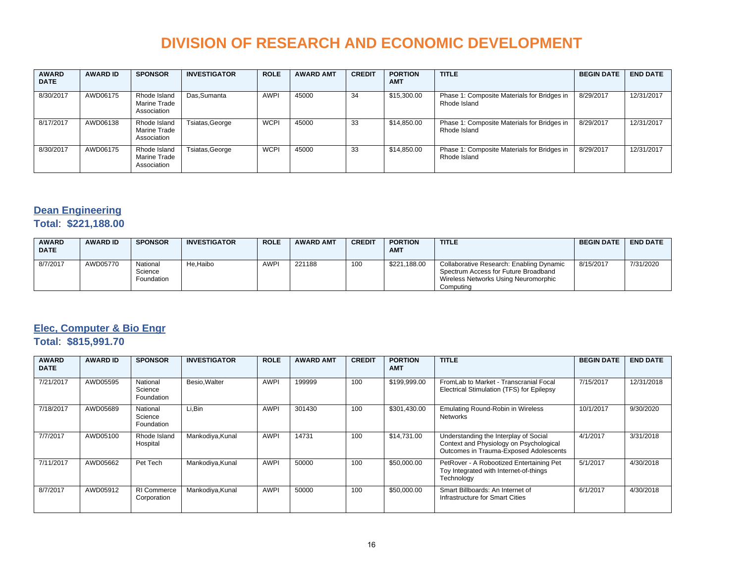# DIVISION OF RESEARCH AND ECONOMIC DEVELOPMENT

| AWARD DATE | AWARD ID | SPONSOR | INVESTIGATOR | ROLE | AWARD AMT | CREDIT | PORTION AMT | TITLE | BEGIN DATE | END DATE |
|---|---|---|---|---|---|---|---|---|---|---|
| 8/30/2017 | AWD06175 | Rhode Island Marine Trade Association | Das,Sumanta | AWPI | 45000 | 34 | $15,300.00 | Phase 1: Composite Materials for Bridges in Rhode Island | 8/29/2017 | 12/31/2017 |
| 8/17/2017 | AWD06138 | Rhode Island Marine Trade Association | Tsiatas,George | WCPI | 45000 | 33 | $14,850.00 | Phase 1: Composite Materials for Bridges in Rhode Island | 8/29/2017 | 12/31/2017 |
| 8/30/2017 | AWD06175 | Rhode Island Marine Trade Association | Tsiatas,George | WCPI | 45000 | 33 | $14,850.00 | Phase 1: Composite Materials for Bridges in Rhode Island | 8/29/2017 | 12/31/2017 |

## Dean Engineering

**Total**: **$221,188.00**

| AWARD DATE | AWARD ID | SPONSOR | INVESTIGATOR | ROLE | AWARD AMT | CREDIT | PORTION AMT | TITLE | BEGIN DATE | END DATE |
|---|---|---|---|---|---|---|---|---|---|---|
| 8/7/2017 | AWD05770 | National Science Foundation | He,Haibo | AWPI | 221188 | 100 | $221,188.00 | Collaborative Research: Enabling Dynamic Spectrum Access for Future Broadband Wireless Networks Using Neuromorphic Computing | 8/15/2017 | 7/31/2020 |

## Elec, Computer & Bio Engr

**Total**: **$815,991.70**

| AWARD DATE | AWARD ID | SPONSOR | INVESTIGATOR | ROLE | AWARD AMT | CREDIT | PORTION AMT | TITLE | BEGIN DATE | END DATE |
|---|---|---|---|---|---|---|---|---|---|---|
| 7/21/2017 | AWD05595 | National Science Foundation | Besio,Walter | AWPI | 199999 | 100 | $199,999.00 | FromLab to Market - Transcranial Focal Electrical Stimulation (TFS) for Epilepsy | 7/15/2017 | 12/31/2018 |
| 7/18/2017 | AWD05689 | National Science Foundation | Li,Bin | AWPI | 301430 | 100 | $301,430.00 | Emulating Round-Robin in Wireless Networks | 10/1/2017 | 9/30/2020 |
| 7/7/2017 | AWD05100 | Rhode Island Hospital | Mankodiya,Kunal | AWPI | 14731 | 100 | $14,731.00 | Understanding the Interplay of Social Context and Physiology on Psychological Outcomes in Trauma-Exposed Adolescents | 4/1/2017 | 3/31/2018 |
| 7/11/2017 | AWD05662 | Pet Tech | Mankodiya,Kunal | AWPI | 50000 | 100 | $50,000.00 | PetRover - A Robootized Entertaining Pet Toy Integrated with Internet-of-things Technology | 5/1/2017 | 4/30/2018 |
| 8/7/2017 | AWD05912 | RI Commerce Corporation | Mankodiya,Kunal | AWPI | 50000 | 100 | $50,000.00 | Smart Billboards: An Internet of Infrastructure for Smart Cities | 6/1/2017 | 4/30/2018 |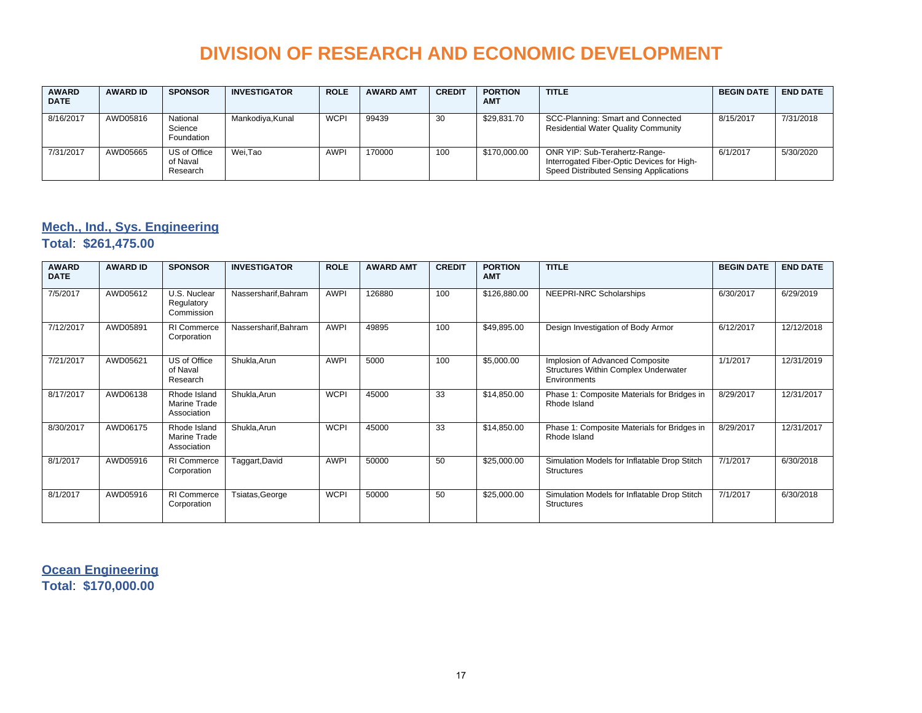# DIVISION OF RESEARCH AND ECONOMIC DEVELOPMENT

| AWARD DATE | AWARD ID | SPONSOR | INVESTIGATOR | ROLE | AWARD AMT | CREDIT | PORTION AMT | TITLE | BEGIN DATE | END DATE |
|---|---|---|---|---|---|---|---|---|---|---|
| 8/16/2017 | AWD05816 | National Science Foundation | Mankodiya,Kunal | WCPI | 99439 | 30 | $29,831.70 | SCC-Planning: Smart and Connected Residential Water Quality Community | 8/15/2017 | 7/31/2018 |
| 7/31/2017 | AWD05665 | US of Office of Naval Research | Wei,Tao | AWPI | 170000 | 100 | $170,000.00 | ONR YIP: Sub-Terahertz-Range-Interrogated Fiber-Optic Devices for High-Speed Distributed Sensing Applications | 6/1/2017 | 5/30/2020 |

## Mech., Ind., Sys. Engineering

**Total**: **$261,475.00**

| AWARD DATE | AWARD ID | SPONSOR | INVESTIGATOR | ROLE | AWARD AMT | CREDIT | PORTION AMT | TITLE | BEGIN DATE | END DATE |
|---|---|---|---|---|---|---|---|---|---|---|
| 7/5/2017 | AWD05612 | U.S. Nuclear Regulatory Commission | Nassersharif,Bahram | AWPI | 126880 | 100 | $126,880.00 | NEEPRI-NRC Scholarships | 6/30/2017 | 6/29/2019 |
| 7/12/2017 | AWD05891 | RI Commerce Corporation | Nassersharif,Bahram | AWPI | 49895 | 100 | $49,895.00 | Design Investigation of Body Armor | 6/12/2017 | 12/12/2018 |
| 7/21/2017 | AWD05621 | US of Office of Naval Research | Shukla,Arun | AWPI | 5000 | 100 | $5,000.00 | Implosion of Advanced Composite Structures Within Complex Underwater Environments | 1/1/2017 | 12/31/2019 |
| 8/17/2017 | AWD06138 | Rhode Island Marine Trade Association | Shukla,Arun | WCPI | 45000 | 33 | $14,850.00 | Phase 1: Composite Materials for Bridges in Rhode Island | 8/29/2017 | 12/31/2017 |
| 8/30/2017 | AWD06175 | Rhode Island Marine Trade Association | Shukla,Arun | WCPI | 45000 | 33 | $14,850.00 | Phase 1: Composite Materials for Bridges in Rhode Island | 8/29/2017 | 12/31/2017 |
| 8/1/2017 | AWD05916 | RI Commerce Corporation | Taggart,David | AWPI | 50000 | 50 | $25,000.00 | Simulation Models for Inflatable Drop Stitch Structures | 7/1/2017 | 6/30/2018 |
| 8/1/2017 | AWD05916 | RI Commerce Corporation | Tsiatas,George | WCPI | 50000 | 50 | $25,000.00 | Simulation Models for Inflatable Drop Stitch Structures | 7/1/2017 | 6/30/2018 |

## Ocean Engineering

**Total**: **$170,000.00**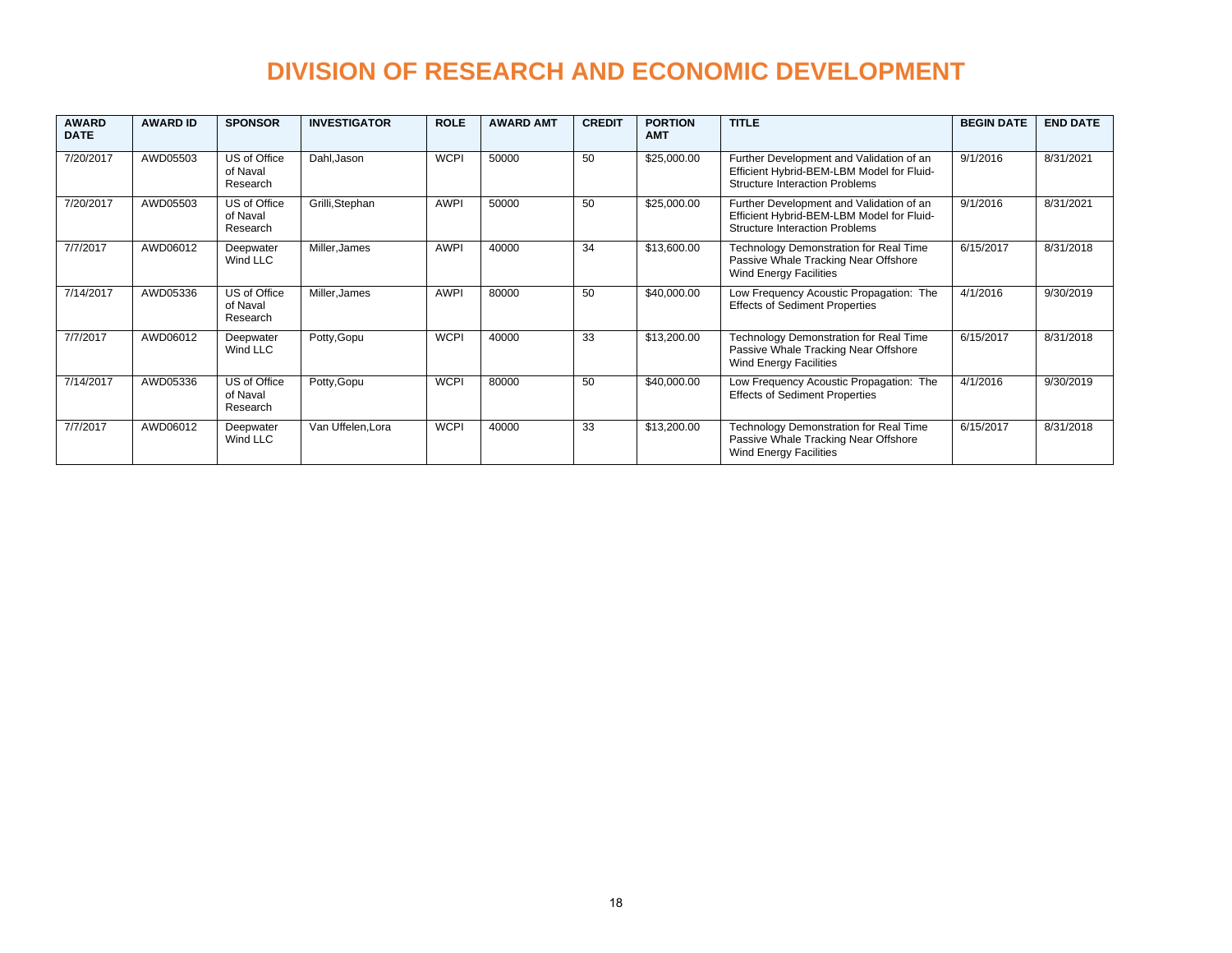# DIVISION OF RESEARCH AND ECONOMIC DEVELOPMENT

| AWARD DATE | AWARD ID | SPONSOR | INVESTIGATOR | ROLE | AWARD AMT | CREDIT | PORTION AMT | TITLE | BEGIN DATE | END DATE |
|---|---|---|---|---|---|---|---|---|---|---|
| 7/20/2017 | AWD05503 | US of Office of Naval Research | Dahl,Jason | WCPI | 50000 | 50 | $25,000.00 | Further Development and Validation of an Efficient Hybrid-BEM-LBM Model for Fluid-Structure Interaction Problems | 9/1/2016 | 8/31/2021 |
| 7/20/2017 | AWD05503 | US of Office of Naval Research | Grilli,Stephan | AWPI | 50000 | 50 | $25,000.00 | Further Development and Validation of an Efficient Hybrid-BEM-LBM Model for Fluid-Structure Interaction Problems | 9/1/2016 | 8/31/2021 |
| 7/7/2017 | AWD06012 | Deepwater Wind LLC | Miller,James | AWPI | 40000 | 34 | $13,600.00 | Technology Demonstration for Real Time Passive Whale Tracking Near Offshore Wind Energy Facilities | 6/15/2017 | 8/31/2018 |
| 7/14/2017 | AWD05336 | US of Office of Naval Research | Miller,James | AWPI | 80000 | 50 | $40,000.00 | Low Frequency Acoustic Propagation: The Effects of Sediment Properties | 4/1/2016 | 9/30/2019 |
| 7/7/2017 | AWD06012 | Deepwater Wind LLC | Potty,Gopu | WCPI | 40000 | 33 | $13,200.00 | Technology Demonstration for Real Time Passive Whale Tracking Near Offshore Wind Energy Facilities | 6/15/2017 | 8/31/2018 |
| 7/14/2017 | AWD05336 | US of Office of Naval Research | Potty,Gopu | WCPI | 80000 | 50 | $40,000.00 | Low Frequency Acoustic Propagation: The Effects of Sediment Properties | 4/1/2016 | 9/30/2019 |
| 7/7/2017 | AWD06012 | Deepwater Wind LLC | Van Uffelen,Lora | WCPI | 40000 | 33 | $13,200.00 | Technology Demonstration for Real Time Passive Whale Tracking Near Offshore Wind Energy Facilities | 6/15/2017 | 8/31/2018 |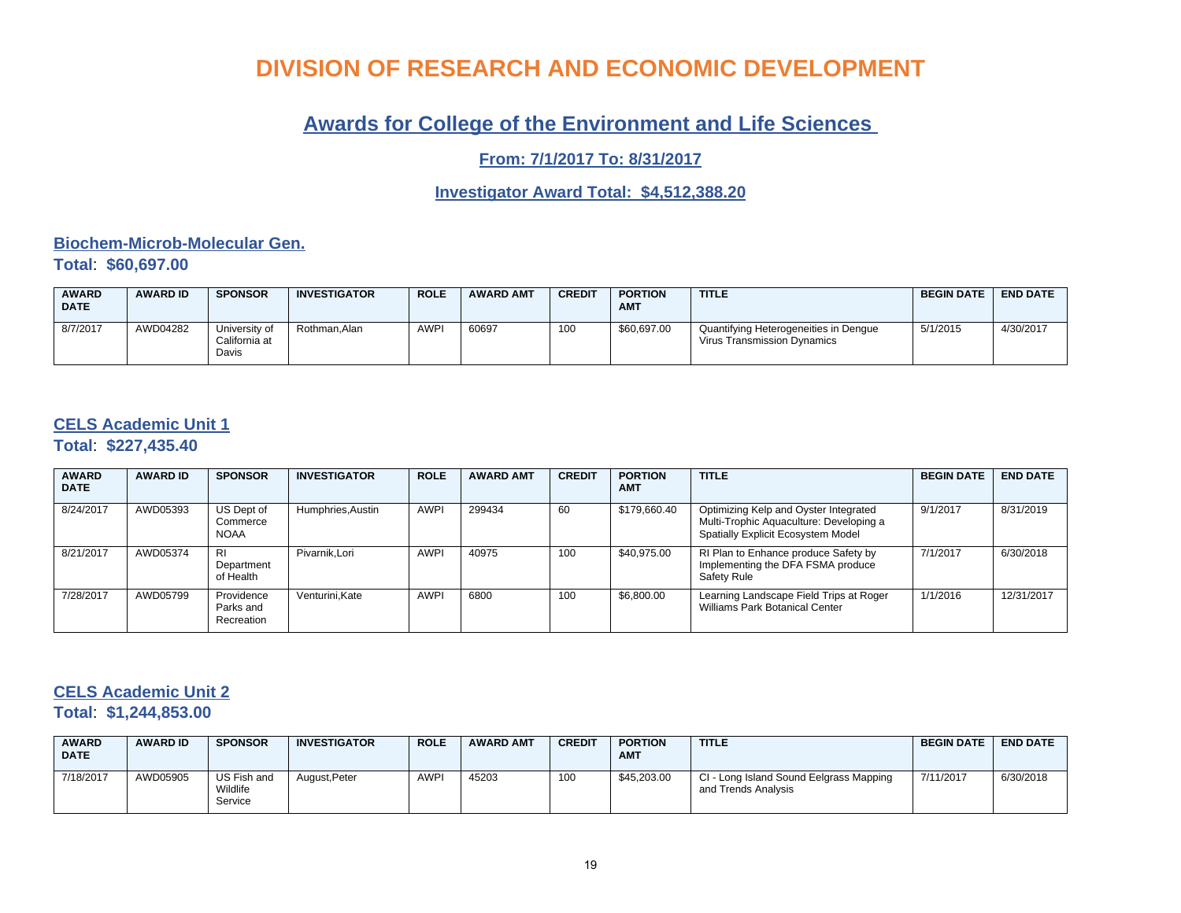# DIVISION OF RESEARCH AND ECONOMIC DEVELOPMENT

## Awards for College of the Environment and Life Sciences

### From: 7/1/2017 To: 8/31/2017

### Investigator Award Total: $4,512,388.20

## Biochem-Microb-Molecular Gen.

**Total**: **$60,697.00**

| AWARD DATE | AWARD ID | SPONSOR | INVESTIGATOR | ROLE | AWARD AMT | CREDIT | PORTION AMT | TITLE | BEGIN DATE | END DATE |
|---|---|---|---|---|---|---|---|---|---|---|
| 8/7/2017 | AWD04282 | University of California at Davis | Rothman,Alan | AWPI | 60697 | 100 | $60,697.00 | Quantifying Heterogeneities in Dengue Virus Transmission Dynamics | 5/1/2015 | 4/30/2017 |

## CELS Academic Unit 1

**Total**: **$227,435.40**

| AWARD DATE | AWARD ID | SPONSOR | INVESTIGATOR | ROLE | AWARD AMT | CREDIT | PORTION AMT | TITLE | BEGIN DATE | END DATE |
|---|---|---|---|---|---|---|---|---|---|---|
| 8/24/2017 | AWD05393 | US Dept of Commerce NOAA | Humphries,Austin | AWPI | 299434 | 60 | $179,660.40 | Optimizing Kelp and Oyster Integrated Multi-Trophic Aquaculture: Developing a Spatially Explicit Ecosystem Model | 9/1/2017 | 8/31/2019 |
| 8/21/2017 | AWD05374 | RI Department of Health | Pivarnik,Lori | AWPI | 40975 | 100 | $40,975.00 | RI Plan to Enhance produce Safety by Implementing the DFA FSMA produce Safety Rule | 7/1/2017 | 6/30/2018 |
| 7/28/2017 | AWD05799 | Providence Parks and Recreation | Venturini,Kate | AWPI | 6800 | 100 | $6,800.00 | Learning Landscape Field Trips at Roger Williams Park Botanical Center | 1/1/2016 | 12/31/2017 |

## CELS Academic Unit 2

**Total**: **$1,244,853.00**

| AWARD DATE | AWARD ID | SPONSOR | INVESTIGATOR | ROLE | AWARD AMT | CREDIT | PORTION AMT | TITLE | BEGIN DATE | END DATE |
|---|---|---|---|---|---|---|---|---|---|---|
| 7/18/2017 | AWD05905 | US Fish and Wildlife Service | August,Peter | AWPI | 45203 | 100 | $45,203.00 | CI - Long Island Sound Eelgrass Mapping and Trends Analysis | 7/11/2017 | 6/30/2018 |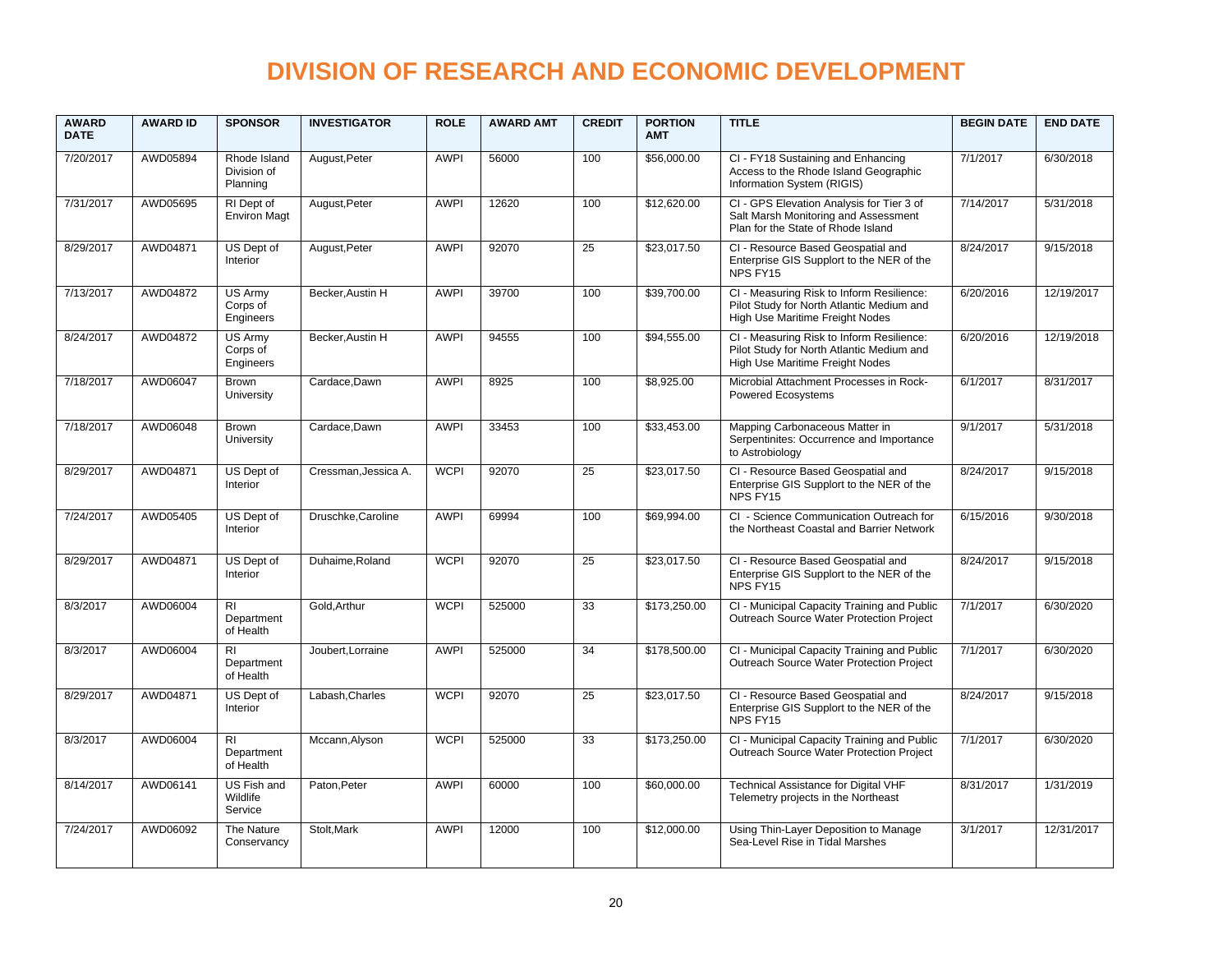# DIVISION OF RESEARCH AND ECONOMIC DEVELOPMENT

| AWARD DATE | AWARD ID | SPONSOR | INVESTIGATOR | ROLE | AWARD AMT | CREDIT | PORTION AMT | TITLE | BEGIN DATE | END DATE |
|---|---|---|---|---|---|---|---|---|---|---|
| 7/20/2017 | AWD05894 | Rhode Island Division of Planning | August,Peter | AWPI | 56000 | 100 | $56,000.00 | CI - FY18 Sustaining and Enhancing Access to the Rhode Island Geographic Information System (RIGIS) | 7/1/2017 | 6/30/2018 |
| 7/31/2017 | AWD05695 | RI Dept of Environ Magt | August,Peter | AWPI | 12620 | 100 | $12,620.00 | CI - GPS Elevation Analysis for Tier 3 of Salt Marsh Monitoring and Assessment Plan for the State of Rhode Island | 7/14/2017 | 5/31/2018 |
| 8/29/2017 | AWD04871 | US Dept of Interior | August,Peter | AWPI | 92070 | 25 | $23,017.50 | CI - Resource Based Geospatial and Enterprise GIS Supplort to the NER of the NPS FY15 | 8/24/2017 | 9/15/2018 |
| 7/13/2017 | AWD04872 | US Army Corps of Engineers | Becker,Austin H | AWPI | 39700 | 100 | $39,700.00 | CI - Measuring Risk to Inform Resilience: Pilot Study for North Atlantic Medium and High Use Maritime Freight Nodes | 6/20/2016 | 12/19/2017 |
| 8/24/2017 | AWD04872 | US Army Corps of Engineers | Becker,Austin H | AWPI | 94555 | 100 | $94,555.00 | CI - Measuring Risk to Inform Resilience: Pilot Study for North Atlantic Medium and High Use Maritime Freight Nodes | 6/20/2016 | 12/19/2018 |
| 7/18/2017 | AWD06047 | Brown University | Cardace,Dawn | AWPI | 8925 | 100 | $8,925.00 | Microbial Attachment Processes in Rock-Powered Ecosystems | 6/1/2017 | 8/31/2017 |
| 7/18/2017 | AWD06048 | Brown University | Cardace,Dawn | AWPI | 33453 | 100 | $33,453.00 | Mapping Carbonaceous Matter in Serpentinites: Occurrence and Importance to Astrobiology | 9/1/2017 | 5/31/2018 |
| 8/29/2017 | AWD04871 | US Dept of Interior | Cressman,Jessica A. | WCPI | 92070 | 25 | $23,017.50 | CI - Resource Based Geospatial and Enterprise GIS Supplort to the NER of the NPS FY15 | 8/24/2017 | 9/15/2018 |
| 7/24/2017 | AWD05405 | US Dept of Interior | Druschke,Caroline | AWPI | 69994 | 100 | $69,994.00 | CI - Science Communication Outreach for the Northeast Coastal and Barrier Network | 6/15/2016 | 9/30/2018 |
| 8/29/2017 | AWD04871 | US Dept of Interior | Duhaime,Roland | WCPI | 92070 | 25 | $23,017.50 | CI - Resource Based Geospatial and Enterprise GIS Supplort to the NER of the NPS FY15 | 8/24/2017 | 9/15/2018 |
| 8/3/2017 | AWD06004 | RI Department of Health | Gold,Arthur | WCPI | 525000 | 33 | $173,250.00 | CI - Municipal Capacity Training and Public Outreach Source Water Protection Project | 7/1/2017 | 6/30/2020 |
| 8/3/2017 | AWD06004 | RI Department of Health | Joubert,Lorraine | AWPI | 525000 | 34 | $178,500.00 | CI - Municipal Capacity Training and Public Outreach Source Water Protection Project | 7/1/2017 | 6/30/2020 |
| 8/29/2017 | AWD04871 | US Dept of Interior | Labash,Charles | WCPI | 92070 | 25 | $23,017.50 | CI - Resource Based Geospatial and Enterprise GIS Supplort to the NER of the NPS FY15 | 8/24/2017 | 9/15/2018 |
| 8/3/2017 | AWD06004 | RI Department of Health | Mccann,Alyson | WCPI | 525000 | 33 | $173,250.00 | CI - Municipal Capacity Training and Public Outreach Source Water Protection Project | 7/1/2017 | 6/30/2020 |
| 8/14/2017 | AWD06141 | US Fish and Wildlife Service | Paton,Peter | AWPI | 60000 | 100 | $60,000.00 | Technical Assistance for Digital VHF Telemetry projects in the Northeast | 8/31/2017 | 1/31/2019 |
| 7/24/2017 | AWD06092 | The Nature Conservancy | Stolt,Mark | AWPI | 12000 | 100 | $12,000.00 | Using Thin-Layer Deposition to Manage Sea-Level Rise in Tidal Marshes | 3/1/2017 | 12/31/2017 |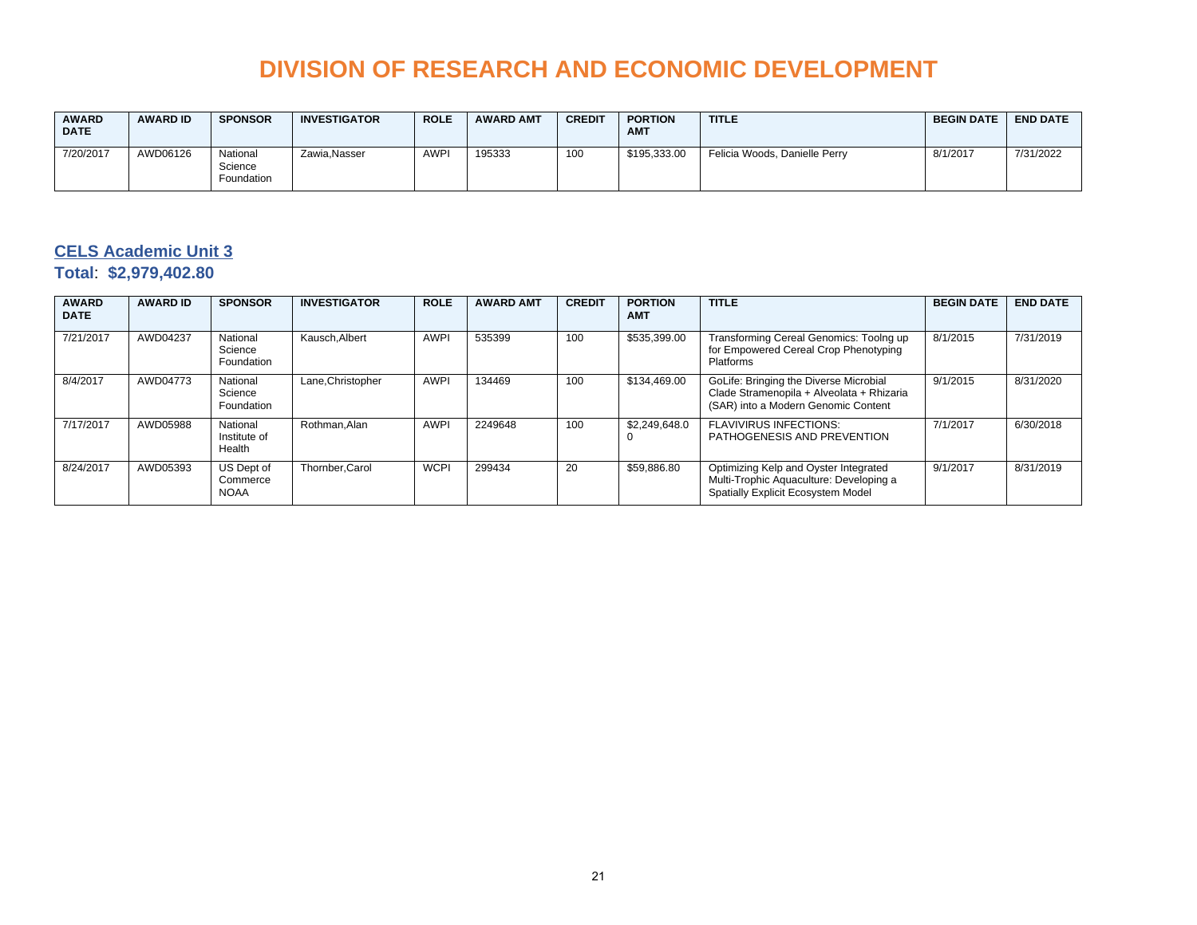# DIVISION OF RESEARCH AND ECONOMIC DEVELOPMENT

| AWARD DATE | AWARD ID | SPONSOR | INVESTIGATOR | ROLE | AWARD AMT | CREDIT | PORTION AMT | TITLE | BEGIN DATE | END DATE |
|---|---|---|---|---|---|---|---|---|---|---|
| 7/20/2017 | AWD06126 | National Science Foundation | Zawia,Nasser | AWPI | 195333 | 100 | $195,333.00 | Felicia Woods, Danielle Perry | 8/1/2017 | 7/31/2022 |

## CELS Academic Unit 3

**Total**: **$2,979,402.80**

| AWARD DATE | AWARD ID | SPONSOR | INVESTIGATOR | ROLE | AWARD AMT | CREDIT | PORTION AMT | TITLE | BEGIN DATE | END DATE |
|---|---|---|---|---|---|---|---|---|---|---|
| 7/21/2017 | AWD04237 | National Science Foundation | Kausch,Albert | AWPI | 535399 | 100 | $535,399.00 | Transforming Cereal Genomics: Toolng up for Empowered Cereal Crop Phenotyping Platforms | 8/1/2015 | 7/31/2019 |
| 8/4/2017 | AWD04773 | National Science Foundation | Lane,Christopher | AWPI | 134469 | 100 | $134,469.00 | GoLife: Bringing the Diverse Microbial Clade Stramenopila + Alveolata + Rhizaria (SAR) into a Modern Genomic Content | 9/1/2015 | 8/31/2020 |
| 7/17/2017 | AWD05988 | National Institute of Health | Rothman,Alan | AWPI | 2249648 | 100 | $2,249,648.00 | FLAVIVIRUS INFECTIONS: PATHOGENESIS AND PREVENTION | 7/1/2017 | 6/30/2018 |
| 8/24/2017 | AWD05393 | US Dept of Commerce NOAA | Thornber,Carol | WCPI | 299434 | 20 | $59,886.80 | Optimizing Kelp and Oyster Integrated Multi-Trophic Aquaculture: Developing a Spatially Explicit Ecosystem Model | 9/1/2017 | 8/31/2019 |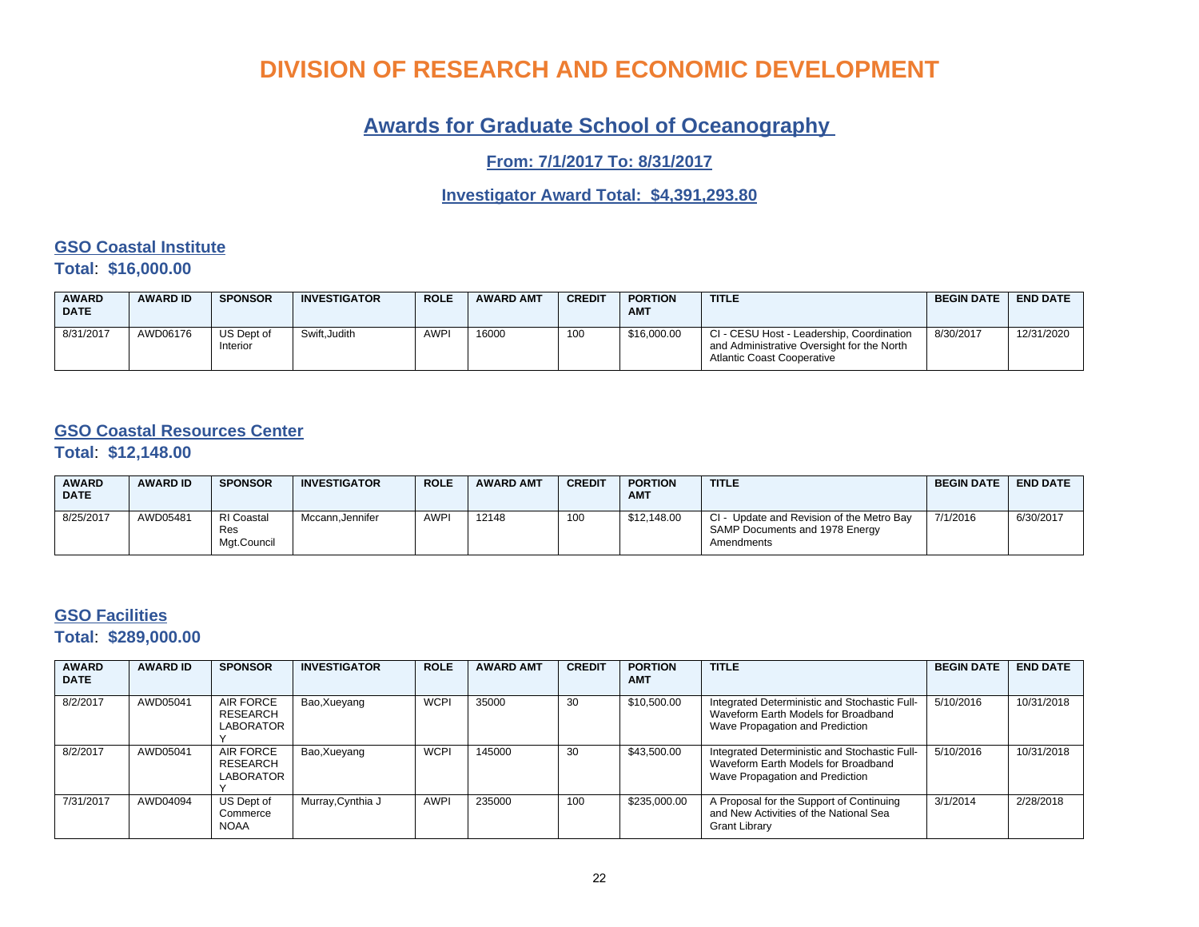# DIVISION OF RESEARCH AND ECONOMIC DEVELOPMENT

## Awards for Graduate School of Oceanography

### From: 7/1/2017 To: 8/31/2017

### Investigator Award Total: $4,391,293.80

## GSO Coastal Institute

**Total**: **$16,000.00**

| AWARD DATE | AWARD ID | SPONSOR | INVESTIGATOR | ROLE | AWARD AMT | CREDIT | PORTION AMT | TITLE | BEGIN DATE | END DATE |
|---|---|---|---|---|---|---|---|---|---|---|
| 8/31/2017 | AWD06176 | US Dept of Interior | Swift,Judith | AWPI | 16000 | 100 | $16,000.00 | CI - CESU Host - Leadership, Coordination and Administrative Oversight for the North Atlantic Coast Cooperative | 8/30/2017 | 12/31/2020 |

## GSO Coastal Resources Center

**Total**: **$12,148.00**

| AWARD DATE | AWARD ID | SPONSOR | INVESTIGATOR | ROLE | AWARD AMT | CREDIT | PORTION AMT | TITLE | BEGIN DATE | END DATE |
|---|---|---|---|---|---|---|---|---|---|---|
| 8/25/2017 | AWD05481 | RI Coastal Res Mgt.Council | Mccann,Jennifer | AWPI | 12148 | 100 | $12,148.00 | CI - Update and Revision of the Metro Bay SAMP Documents and 1978 Energy Amendments | 7/1/2016 | 6/30/2017 |

## GSO Facilities

**Total**: **$289,000.00**

| AWARD DATE | AWARD ID | SPONSOR | INVESTIGATOR | ROLE | AWARD AMT | CREDIT | PORTION AMT | TITLE | BEGIN DATE | END DATE |
|---|---|---|---|---|---|---|---|---|---|---|
| 8/2/2017 | AWD05041 | AIR FORCE RESEARCH LABORATORY | Bao,Xueyang | WCPI | 35000 | 30 | $10,500.00 | Integrated Deterministic and Stochastic Full-Waveform Earth Models for Broadband Wave Propagation and Prediction | 5/10/2016 | 10/31/2018 |
| 8/2/2017 | AWD05041 | AIR FORCE RESEARCH LABORATORY | Bao,Xueyang | WCPI | 145000 | 30 | $43,500.00 | Integrated Deterministic and Stochastic Full-Waveform Earth Models for Broadband Wave Propagation and Prediction | 5/10/2016 | 10/31/2018 |
| 7/31/2017 | AWD04094 | US Dept of Commerce NOAA | Murray,Cynthia J | AWPI | 235000 | 100 | $235,000.00 | A Proposal for the Support of Continuing and New Activities of the National Sea Grant Library | 3/1/2014 | 2/28/2018 |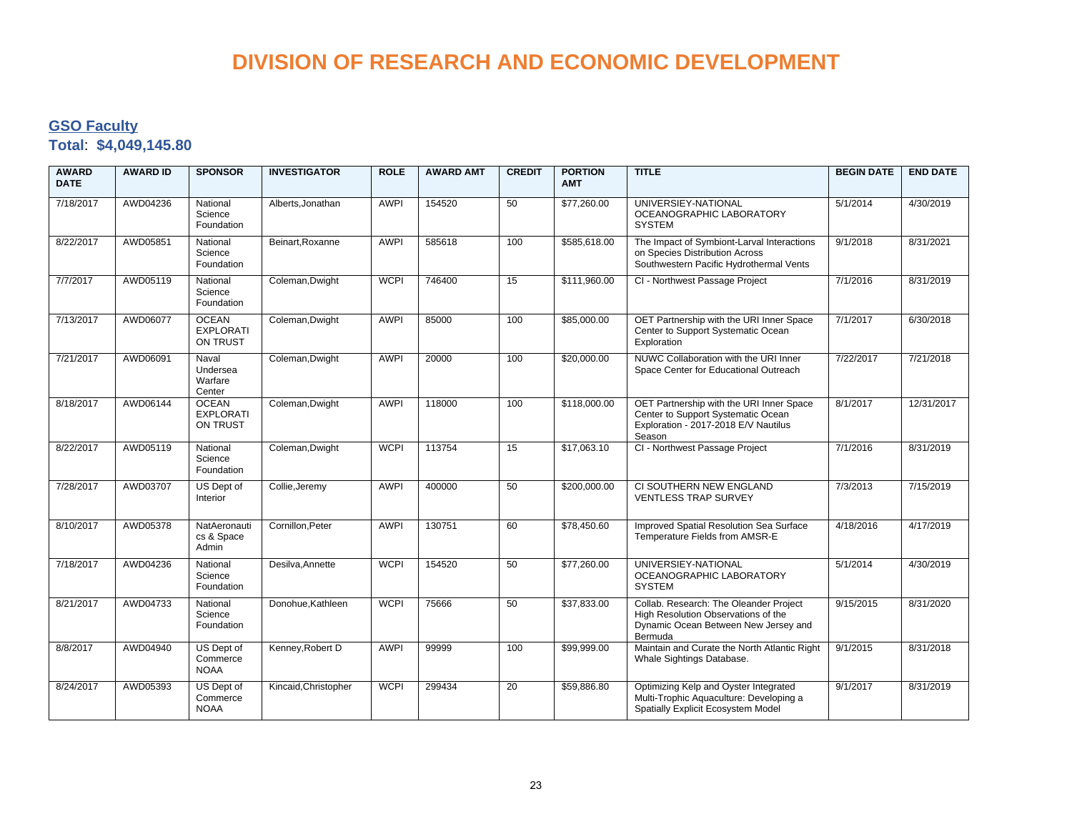# DIVISION OF RESEARCH AND ECONOMIC DEVELOPMENT

## GSO Faculty

### Total: $4,049,145.80

| AWARD DATE | AWARD ID | SPONSOR | INVESTIGATOR | ROLE | AWARD AMT | CREDIT | PORTION AMT | TITLE | BEGIN DATE | END DATE |
|---|---|---|---|---|---|---|---|---|---|---|
| 7/18/2017 | AWD04236 | National Science Foundation | Alberts,Jonathan | AWPI | 154520 | 50 | $77,260.00 | UNIVERSIEY-NATIONAL OCEANOGRAPHIC LABORATORY SYSTEM | 5/1/2014 | 4/30/2019 |
| 8/22/2017 | AWD05851 | National Science Foundation | Beinart,Roxanne | AWPI | 585618 | 100 | $585,618.00 | The Impact of Symbiont-Larval Interactions on Species Distribution Across Southwestern Pacific Hydrothermal Vents | 9/1/2018 | 8/31/2021 |
| 7/7/2017 | AWD05119 | National Science Foundation | Coleman,Dwight | WCPI | 746400 | 15 | $111,960.00 | CI - Northwest Passage Project | 7/1/2016 | 8/31/2019 |
| 7/13/2017 | AWD06077 | OCEAN EXPLORATION TRUST | Coleman,Dwight | AWPI | 85000 | 100 | $85,000.00 | OET Partnership with the URI Inner Space Center to Support Systematic Ocean Exploration | 7/1/2017 | 6/30/2018 |
| 7/21/2017 | AWD06091 | Naval Undersea Warfare Center | Coleman,Dwight | AWPI | 20000 | 100 | $20,000.00 | NUWC Collaboration with the URI Inner Space Center for Educational Outreach | 7/22/2017 | 7/21/2018 |
| 8/18/2017 | AWD06144 | OCEAN EXPLORATION TRUST | Coleman,Dwight | AWPI | 118000 | 100 | $118,000.00 | OET Partnership with the URI Inner Space Center to Support Systematic Ocean Exploration - 2017-2018 E/V Nautilus Season | 8/1/2017 | 12/31/2017 |
| 8/22/2017 | AWD05119 | National Science Foundation | Coleman,Dwight | WCPI | 113754 | 15 | $17,063.10 | CI - Northwest Passage Project | 7/1/2016 | 8/31/2019 |
| 7/28/2017 | AWD03707 | US Dept of Interior | Collie,Jeremy | AWPI | 400000 | 50 | $200,000.00 | CI SOUTHERN NEW ENGLAND VENTLESS TRAP SURVEY | 7/3/2013 | 7/15/2019 |
| 8/10/2017 | AWD05378 | NatAeronautics & Space Admin | Cornillon,Peter | AWPI | 130751 | 60 | $78,450.60 | Improved Spatial Resolution Sea Surface Temperature Fields from AMSR-E | 4/18/2016 | 4/17/2019 |
| 7/18/2017 | AWD04236 | National Science Foundation | Desilva,Annette | WCPI | 154520 | 50 | $77,260.00 | UNIVERSIEY-NATIONAL OCEANOGRAPHIC LABORATORY SYSTEM | 5/1/2014 | 4/30/2019 |
| 8/21/2017 | AWD04733 | National Science Foundation | Donohue,Kathleen | WCPI | 75666 | 50 | $37,833.00 | Collab. Research: The Oleander Project High Resolution Observations of the Dynamic Ocean Between New Jersey and Bermuda | 9/15/2015 | 8/31/2020 |
| 8/8/2017 | AWD04940 | US Dept of Commerce NOAA | Kenney,Robert D | AWPI | 99999 | 100 | $99,999.00 | Maintain and Curate the North Atlantic Right Whale Sightings Database. | 9/1/2015 | 8/31/2018 |
| 8/24/2017 | AWD05393 | US Dept of Commerce NOAA | Kincaid,Christopher | WCPI | 299434 | 20 | $59,886.80 | Optimizing Kelp and Oyster Integrated Multi-Trophic Aquaculture: Developing a Spatially Explicit Ecosystem Model | 9/1/2017 | 8/31/2019 |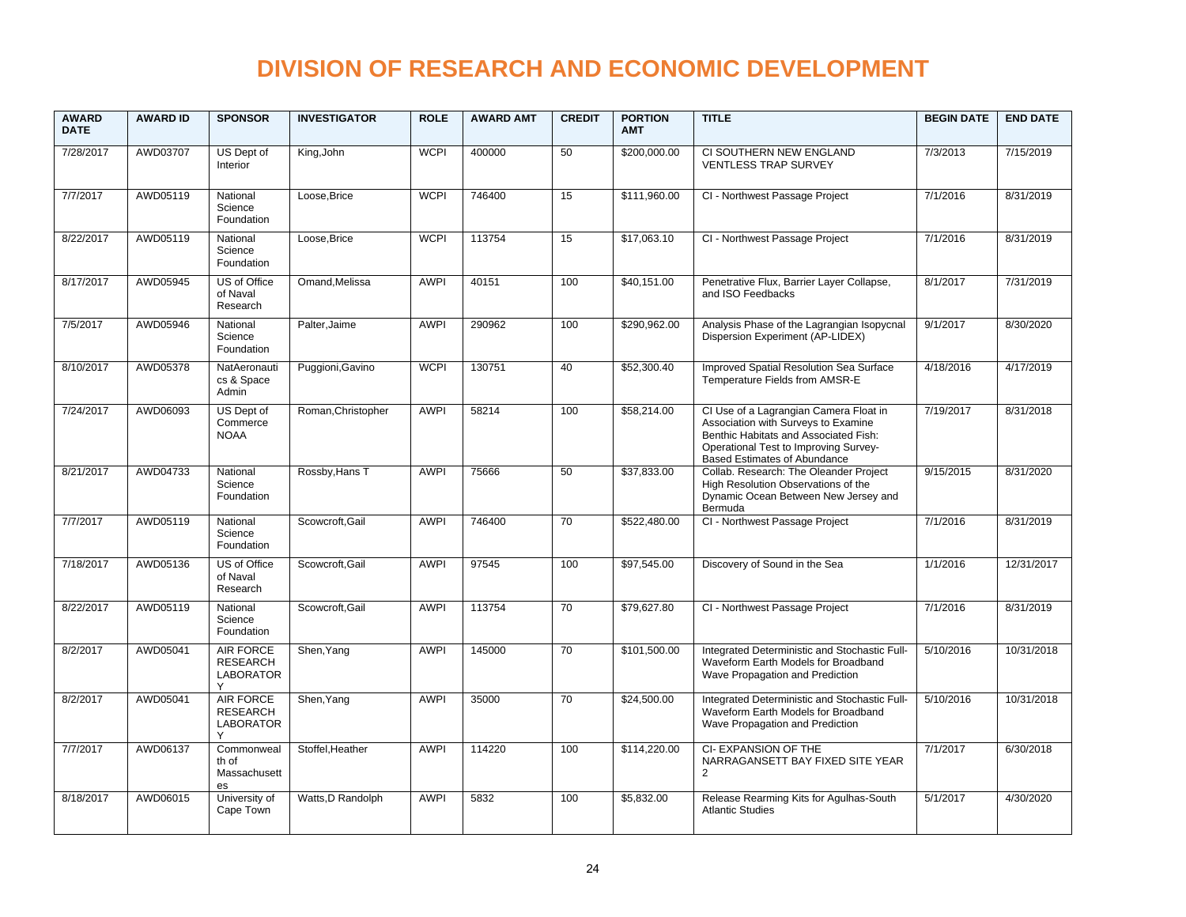# DIVISION OF RESEARCH AND ECONOMIC DEVELOPMENT

| AWARD DATE | AWARD ID | SPONSOR | INVESTIGATOR | ROLE | AWARD AMT | CREDIT | PORTION AMT | TITLE | BEGIN DATE | END DATE |
|---|---|---|---|---|---|---|---|---|---|---|
| 7/28/2017 | AWD03707 | US Dept of Interior | King,John | WCPI | 400000 | 50 | $200,000.00 | CI SOUTHERN NEW ENGLAND VENTLESS TRAP SURVEY | 7/3/2013 | 7/15/2019 |
| 7/7/2017 | AWD05119 | National Science Foundation | Loose,Brice | WCPI | 746400 | 15 | $111,960.00 | CI - Northwest Passage Project | 7/1/2016 | 8/31/2019 |
| 8/22/2017 | AWD05119 | National Science Foundation | Loose,Brice | WCPI | 113754 | 15 | $17,063.10 | CI - Northwest Passage Project | 7/1/2016 | 8/31/2019 |
| 8/17/2017 | AWD05945 | US of Office of Naval Research | Omand,Melissa | AWPI | 40151 | 100 | $40,151.00 | Penetrative Flux, Barrier Layer Collapse, and ISO Feedbacks | 8/1/2017 | 7/31/2019 |
| 7/5/2017 | AWD05946 | National Science Foundation | Palter,Jaime | AWPI | 290962 | 100 | $290,962.00 | Analysis Phase of the Lagrangian Isopycnal Dispersion Experiment (AP-LIDEX) | 9/1/2017 | 8/30/2020 |
| 8/10/2017 | AWD05378 | NatAeronautics & Space Admin | Puggioni,Gavino | WCPI | 130751 | 40 | $52,300.40 | Improved Spatial Resolution Sea Surface Temperature Fields from AMSR-E | 4/18/2016 | 4/17/2019 |
| 7/24/2017 | AWD06093 | US Dept of Commerce NOAA | Roman,Christopher | AWPI | 58214 | 100 | $58,214.00 | CI Use of a Lagrangian Camera Float in Association with Surveys to Examine Benthic Habitats and Associated Fish: Operational Test to Improving Survey-Based Estimates of Abundance | 7/19/2017 | 8/31/2018 |
| 8/21/2017 | AWD04733 | National Science Foundation | Rossby,Hans T | AWPI | 75666 | 50 | $37,833.00 | Collab. Research: The Oleander Project High Resolution Observations of the Dynamic Ocean Between New Jersey and Bermuda | 9/15/2015 | 8/31/2020 |
| 7/7/2017 | AWD05119 | National Science Foundation | Scowcroft,Gail | AWPI | 746400 | 70 | $522,480.00 | CI - Northwest Passage Project | 7/1/2016 | 8/31/2019 |
| 7/18/2017 | AWD05136 | US of Office of Naval Research | Scowcroft,Gail | AWPI | 97545 | 100 | $97,545.00 | Discovery of Sound in the Sea | 1/1/2016 | 12/31/2017 |
| 8/22/2017 | AWD05119 | National Science Foundation | Scowcroft,Gail | AWPI | 113754 | 70 | $79,627.80 | CI - Northwest Passage Project | 7/1/2016 | 8/31/2019 |
| 8/2/2017 | AWD05041 | AIR FORCE RESEARCH LABORATORY | Shen,Yang | AWPI | 145000 | 70 | $101,500.00 | Integrated Deterministic and Stochastic Full-Waveform Earth Models for Broadband Wave Propagation and Prediction | 5/10/2016 | 10/31/2018 |
| 8/2/2017 | AWD05041 | AIR FORCE RESEARCH LABORATORY | Shen,Yang | AWPI | 35000 | 70 | $24,500.00 | Integrated Deterministic and Stochastic Full-Waveform Earth Models for Broadband Wave Propagation and Prediction | 5/10/2016 | 10/31/2018 |
| 7/7/2017 | AWD06137 | Commonwealth of Massachusettes | Stoffel,Heather | AWPI | 114220 | 100 | $114,220.00 | CI- EXPANSION OF THE NARRAGANSETT BAY FIXED SITE YEAR 2 | 7/1/2017 | 6/30/2018 |
| 8/18/2017 | AWD06015 | University of Cape Town | Watts,D Randolph | AWPI | 5832 | 100 | $5,832.00 | Release Rearming Kits for Agulhas-South Atlantic Studies | 5/1/2017 | 4/30/2020 |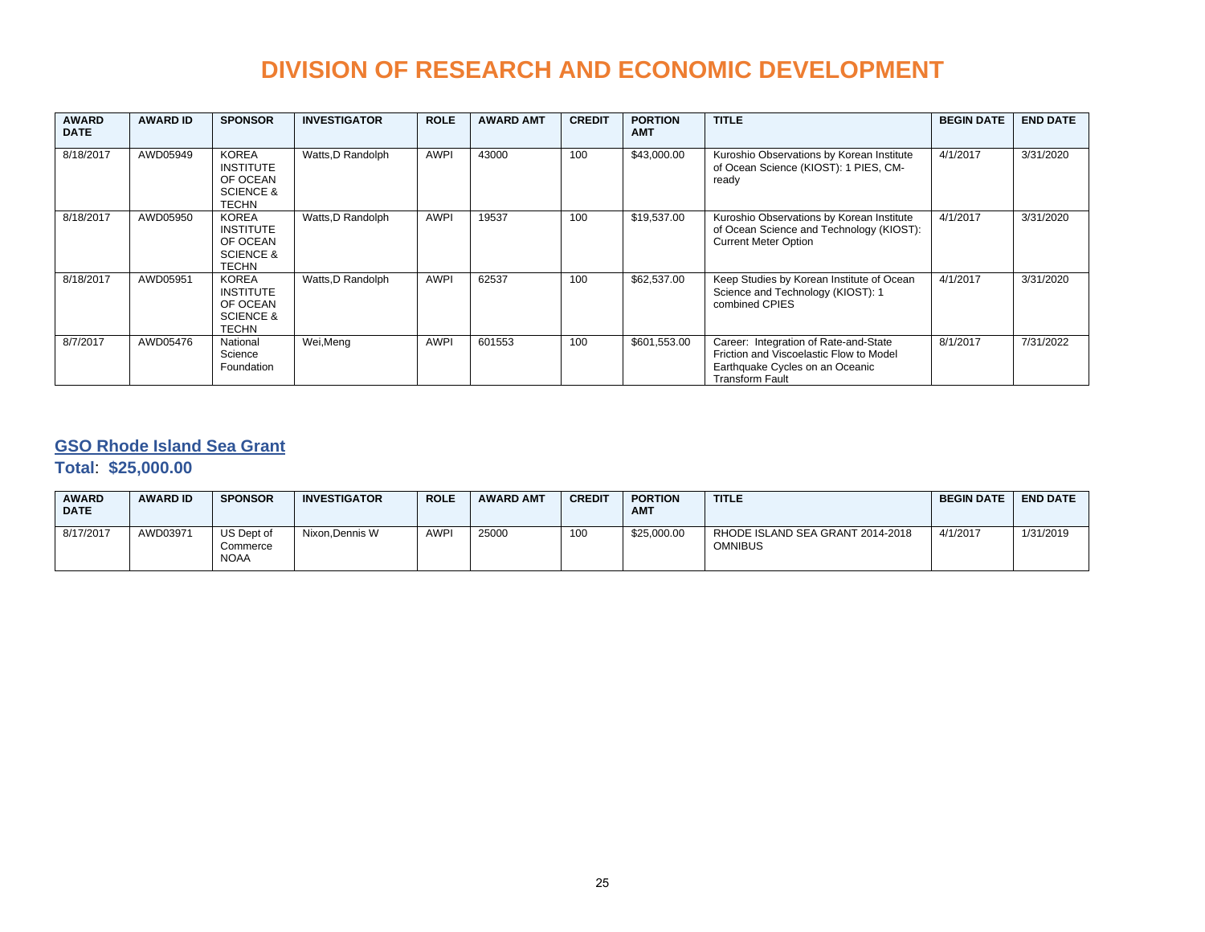# DIVISION OF RESEARCH AND ECONOMIC DEVELOPMENT

| AWARD DATE | AWARD ID | SPONSOR | INVESTIGATOR | ROLE | AWARD AMT | CREDIT | PORTION AMT | TITLE | BEGIN DATE | END DATE |
|---|---|---|---|---|---|---|---|---|---|---|
| 8/18/2017 | AWD05949 | KOREA INSTITUTE OF OCEAN SCIENCE & TECHN | Watts,D Randolph | AWPI | 43000 | 100 | $43,000.00 | Kuroshio Observations by Korean Institute of Ocean Science (KIOST): 1 PIES, CM-ready | 4/1/2017 | 3/31/2020 |
| 8/18/2017 | AWD05950 | KOREA INSTITUTE OF OCEAN SCIENCE & TECHN | Watts,D Randolph | AWPI | 19537 | 100 | $19,537.00 | Kuroshio Observations by Korean Institute of Ocean Science and Technology (KIOST): Current Meter Option | 4/1/2017 | 3/31/2020 |
| 8/18/2017 | AWD05951 | KOREA INSTITUTE OF OCEAN SCIENCE & TECHN | Watts,D Randolph | AWPI | 62537 | 100 | $62,537.00 | Keep Studies by Korean Institute of Ocean Science and Technology (KIOST): 1 combined CPIES | 4/1/2017 | 3/31/2020 |
| 8/7/2017 | AWD05476 | National Science Foundation | Wei,Meng | AWPI | 601553 | 100 | $601,553.00 | Career: Integration of Rate-and-State Friction and Viscoelastic Flow to Model Earthquake Cycles on an Oceanic Transform Fault | 8/1/2017 | 7/31/2022 |

## GSO Rhode Island Sea Grant

**Total**: **$25,000.00**

| AWARD DATE | AWARD ID | SPONSOR | INVESTIGATOR | ROLE | AWARD AMT | CREDIT | PORTION AMT | TITLE | BEGIN DATE | END DATE |
|---|---|---|---|---|---|---|---|---|---|---|
| 8/17/2017 | AWD03971 | US Dept of Commerce NOAA | Nixon,Dennis W | AWPI | 25000 | 100 | $25,000.00 | RHODE ISLAND SEA GRANT 2014-2018 OMNIBUS | 4/1/2017 | 1/31/2019 |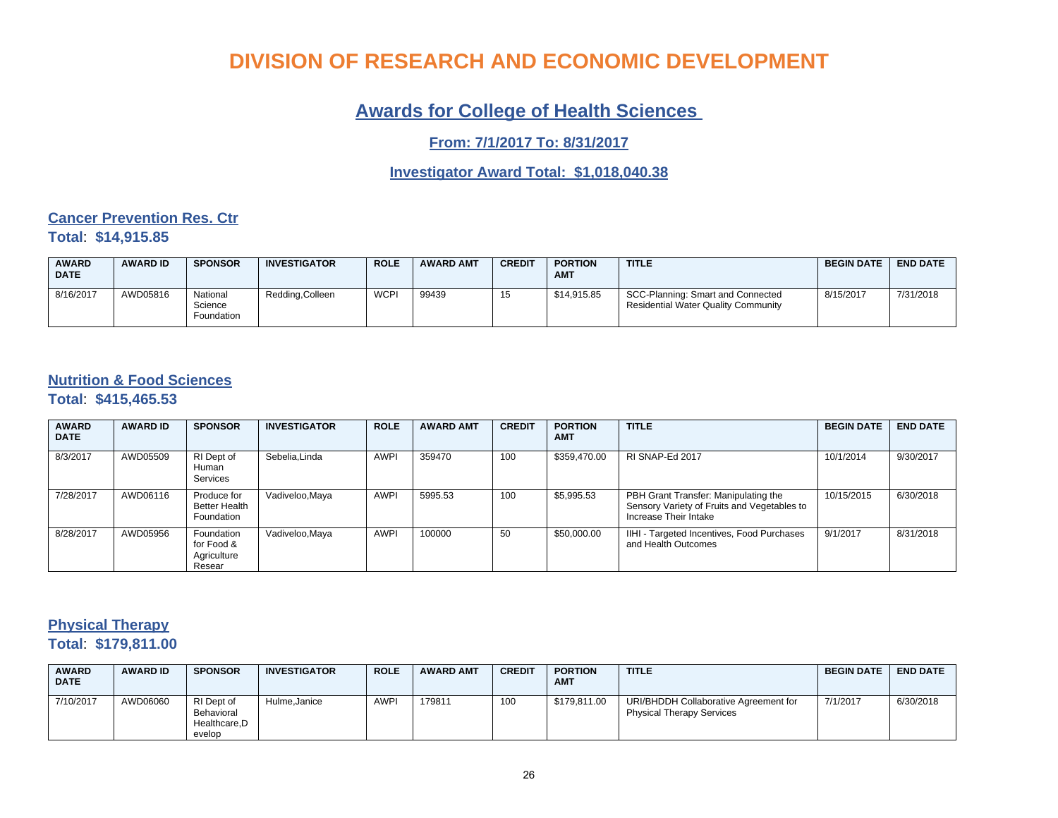# DIVISION OF RESEARCH AND ECONOMIC DEVELOPMENT

## Awards for College of Health Sciences

### From: 7/1/2017 To: 8/31/2017

### Investigator Award Total: $1,018,040.38

#### Cancer Prevention Res. Ctr

**Total**: **$14,915.85**

| AWARD DATE | AWARD ID | SPONSOR | INVESTIGATOR | ROLE | AWARD AMT | CREDIT | PORTION AMT | TITLE | BEGIN DATE | END DATE |
|---|---|---|---|---|---|---|---|---|---|---|
| 8/16/2017 | AWD05816 | National Science Foundation | Redding,Colleen | WCPI | 99439 | 15 | $14,915.85 | SCC-Planning: Smart and Connected Residential Water Quality Community | 8/15/2017 | 7/31/2018 |

#### Nutrition & Food Sciences

**Total**: **$415,465.53**

| AWARD DATE | AWARD ID | SPONSOR | INVESTIGATOR | ROLE | AWARD AMT | CREDIT | PORTION AMT | TITLE | BEGIN DATE | END DATE |
|---|---|---|---|---|---|---|---|---|---|---|
| 8/3/2017 | AWD05509 | RI Dept of Human Services | Sebelia,Linda | AWPI | 359470 | 100 | $359,470.00 | RI SNAP-Ed 2017 | 10/1/2014 | 9/30/2017 |
| 7/28/2017 | AWD06116 | Produce for Better Health Foundation | Vadiveloo,Maya | AWPI | 5995.53 | 100 | $5,995.53 | PBH Grant Transfer: Manipulating the Sensory Variety of Fruits and Vegetables to Increase Their Intake | 10/15/2015 | 6/30/2018 |
| 8/28/2017 | AWD05956 | Foundation for Food & Agriculture Resear | Vadiveloo,Maya | AWPI | 100000 | 50 | $50,000.00 | IIHI - Targeted Incentives, Food Purchases and Health Outcomes | 9/1/2017 | 8/31/2018 |

#### Physical Therapy

**Total**: **$179,811.00**

| AWARD DATE | AWARD ID | SPONSOR | INVESTIGATOR | ROLE | AWARD AMT | CREDIT | PORTION AMT | TITLE | BEGIN DATE | END DATE |
|---|---|---|---|---|---|---|---|---|---|---|
| 7/10/2017 | AWD06060 | RI Dept of Behavioral Healthcare,Develop | Hulme,Janice | AWPI | 179811 | 100 | $179,811.00 | URI/BHDDH Collaborative Agreement for Physical Therapy Services | 7/1/2017 | 6/30/2018 |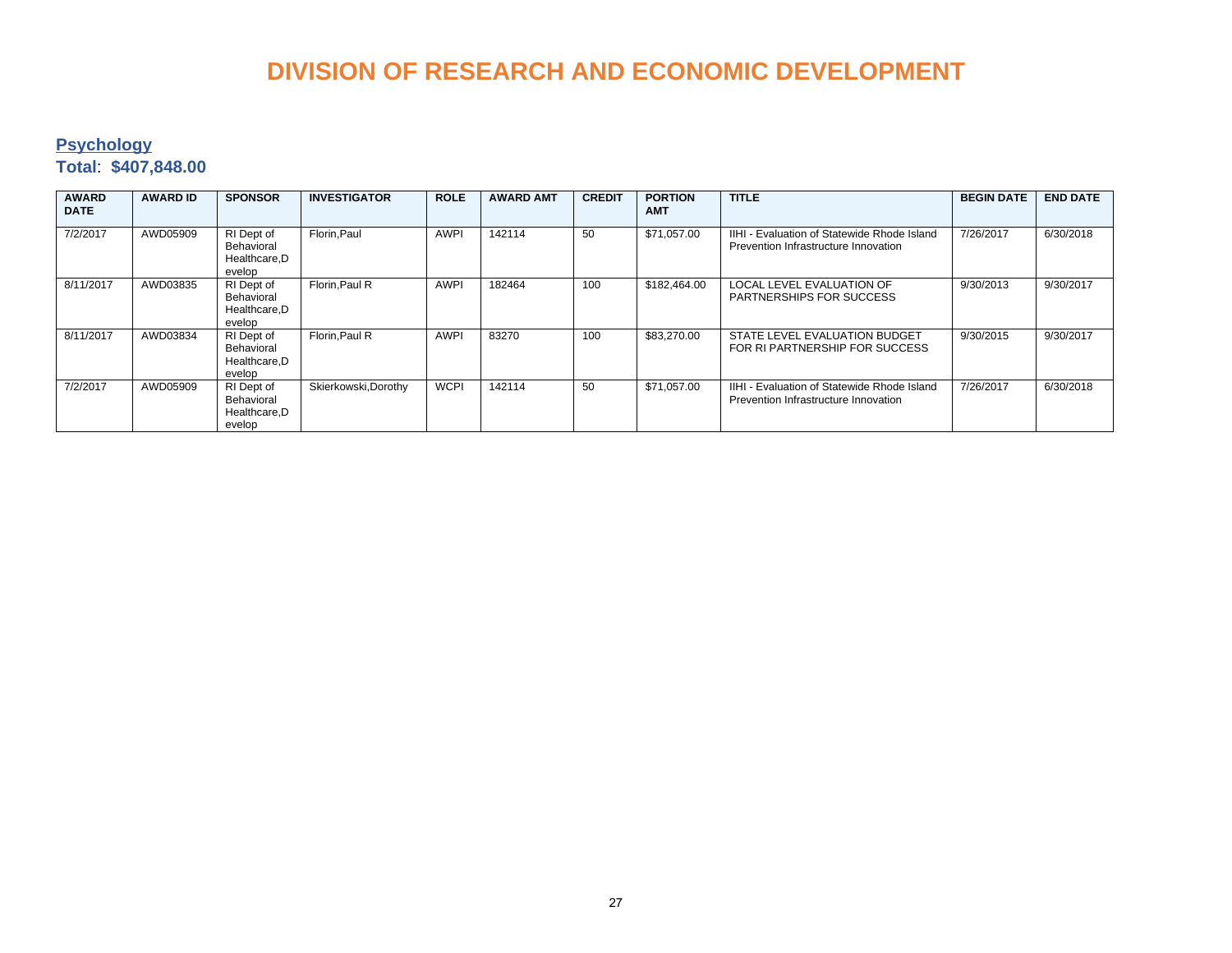# DIVISION OF RESEARCH AND ECONOMIC DEVELOPMENT

## Psychology

**Total**: **$407,848.00**

| AWARD DATE | AWARD ID | SPONSOR | INVESTIGATOR | ROLE | AWARD AMT | CREDIT | PORTION AMT | TITLE | BEGIN DATE | END DATE |
|---|---|---|---|---|---|---|---|---|---|---|
| 7/2/2017 | AWD05909 | RI Dept of Behavioral Healthcare,Develop | Florin,Paul | AWPI | 142114 | 50 | $71,057.00 | IIHI - Evaluation of Statewide Rhode Island Prevention Infrastructure Innovation | 7/26/2017 | 6/30/2018 |
| 8/11/2017 | AWD03835 | RI Dept of Behavioral Healthcare,Develop | Florin,Paul R | AWPI | 182464 | 100 | $182,464.00 | LOCAL LEVEL EVALUATION OF PARTNERSHIPS FOR SUCCESS | 9/30/2013 | 9/30/2017 |
| 8/11/2017 | AWD03834 | RI Dept of Behavioral Healthcare,Develop | Florin,Paul R | AWPI | 83270 | 100 | $83,270.00 | STATE LEVEL EVALUATION BUDGET FOR RI PARTNERSHIP FOR SUCCESS | 9/30/2015 | 9/30/2017 |
| 7/2/2017 | AWD05909 | RI Dept of Behavioral Healthcare,Develop | Skierkowski,Dorothy | WCPI | 142114 | 50 | $71,057.00 | IIHI - Evaluation of Statewide Rhode Island Prevention Infrastructure Innovation | 7/26/2017 | 6/30/2018 |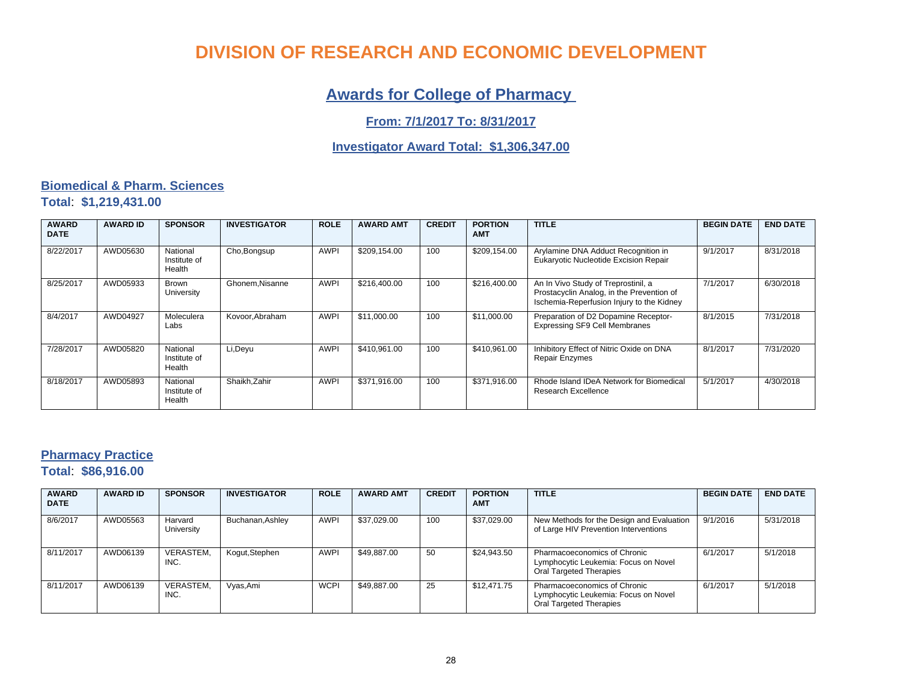# DIVISION OF RESEARCH AND ECONOMIC DEVELOPMENT

## Awards for College of Pharmacy

### From: 7/1/2017 To: 8/31/2017

### Investigator Award Total: $1,306,347.00

## Biomedical & Pharm. Sciences

**Total**: **$1,219,431.00**

| AWARD DATE | AWARD ID | SPONSOR | INVESTIGATOR | ROLE | AWARD AMT | CREDIT | PORTION AMT | TITLE | BEGIN DATE | END DATE |
|---|---|---|---|---|---|---|---|---|---|---|
| 8/22/2017 | AWD05630 | National Institute of Health | Cho,Bongsup | AWPI | $209,154.00 | 100 | $209,154.00 | Arylamine DNA Adduct Recognition in Eukaryotic Nucleotide Excision Repair | 9/1/2017 | 8/31/2018 |
| 8/25/2017 | AWD05933 | Brown University | Ghonem,Nisanne | AWPI | $216,400.00 | 100 | $216,400.00 | An In Vivo Study of Treprostinil, a Prostacyclin Analog, in the Prevention of Ischemia-Reperfusion Injury to the Kidney | 7/1/2017 | 6/30/2018 |
| 8/4/2017 | AWD04927 | Moleculera Labs | Kovoor,Abraham | AWPI | $11,000.00 | 100 | $11,000.00 | Preparation of D2 Dopamine Receptor-Expressing SF9 Cell Membranes | 8/1/2015 | 7/31/2018 |
| 7/28/2017 | AWD05820 | National Institute of Health | Li,Deyu | AWPI | $410,961.00 | 100 | $410,961.00 | Inhibitory Effect of Nitric Oxide on DNA Repair Enzymes | 8/1/2017 | 7/31/2020 |
| 8/18/2017 | AWD05893 | National Institute of Health | Shaikh,Zahir | AWPI | $371,916.00 | 100 | $371,916.00 | Rhode Island IDeA Network for Biomedical Research Excellence | 5/1/2017 | 4/30/2018 |

## Pharmacy Practice

**Total**: **$86,916.00**

| AWARD DATE | AWARD ID | SPONSOR | INVESTIGATOR | ROLE | AWARD AMT | CREDIT | PORTION AMT | TITLE | BEGIN DATE | END DATE |
|---|---|---|---|---|---|---|---|---|---|---|
| 8/6/2017 | AWD05563 | Harvard University | Buchanan,Ashley | AWPI | $37,029.00 | 100 | $37,029.00 | New Methods for the Design and Evaluation of Large HIV Prevention Interventions | 9/1/2016 | 5/31/2018 |
| 8/11/2017 | AWD06139 | VERASTEM, INC. | Kogut,Stephen | AWPI | $49,887.00 | 50 | $24,943.50 | Pharmacoeconomics of Chronic Lymphocytic Leukemia: Focus on Novel Oral Targeted Therapies | 6/1/2017 | 5/1/2018 |
| 8/11/2017 | AWD06139 | VERASTEM, INC. | Vyas,Ami | WCPI | $49,887.00 | 25 | $12,471.75 | Pharmacoeconomics of Chronic Lymphocytic Leukemia: Focus on Novel Oral Targeted Therapies | 6/1/2017 | 5/1/2018 |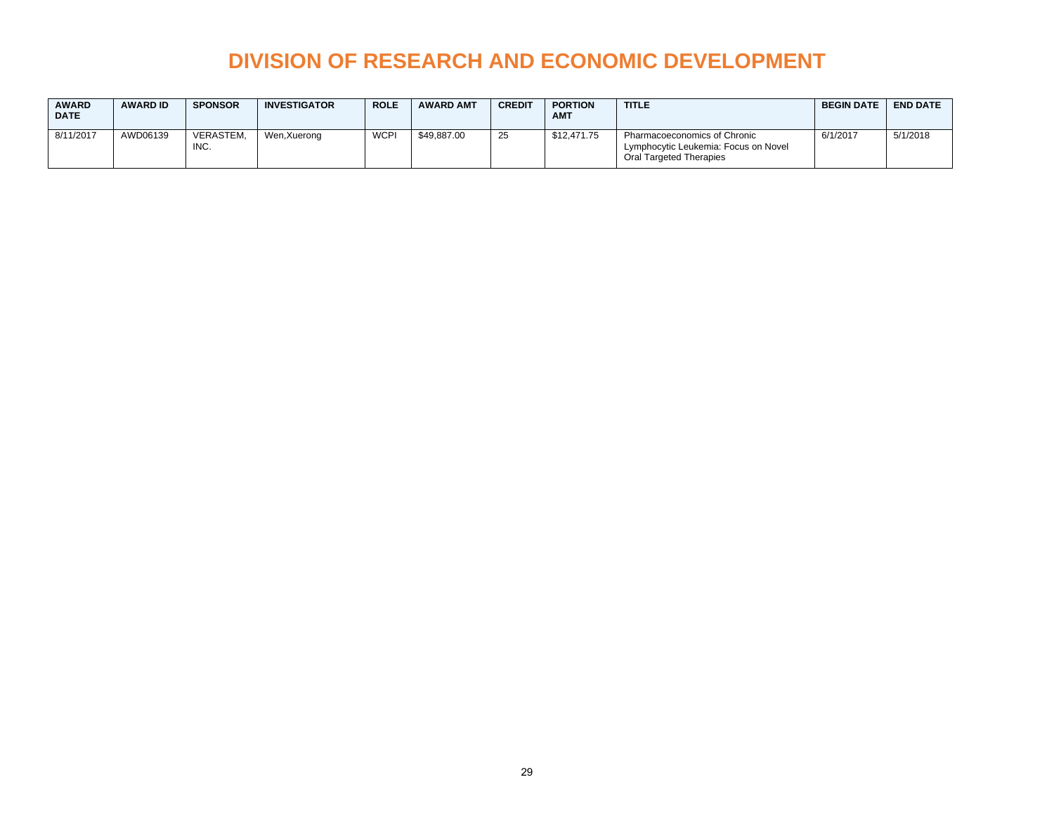# DIVISION OF RESEARCH AND ECONOMIC DEVELOPMENT

| AWARD DATE | AWARD ID | SPONSOR | INVESTIGATOR | ROLE | AWARD AMT | CREDIT | PORTION AMT | TITLE | BEGIN DATE | END DATE |
|---|---|---|---|---|---|---|---|---|---|---|
| 8/11/2017 | AWD06139 | VERASTEM, INC. | Wen,Xuerong | WCPI | $49,887.00 | 25 | $12,471.75 | Pharmacoeconomics of Chronic Lymphocytic Leukemia: Focus on Novel Oral Targeted Therapies | 6/1/2017 | 5/1/2018 |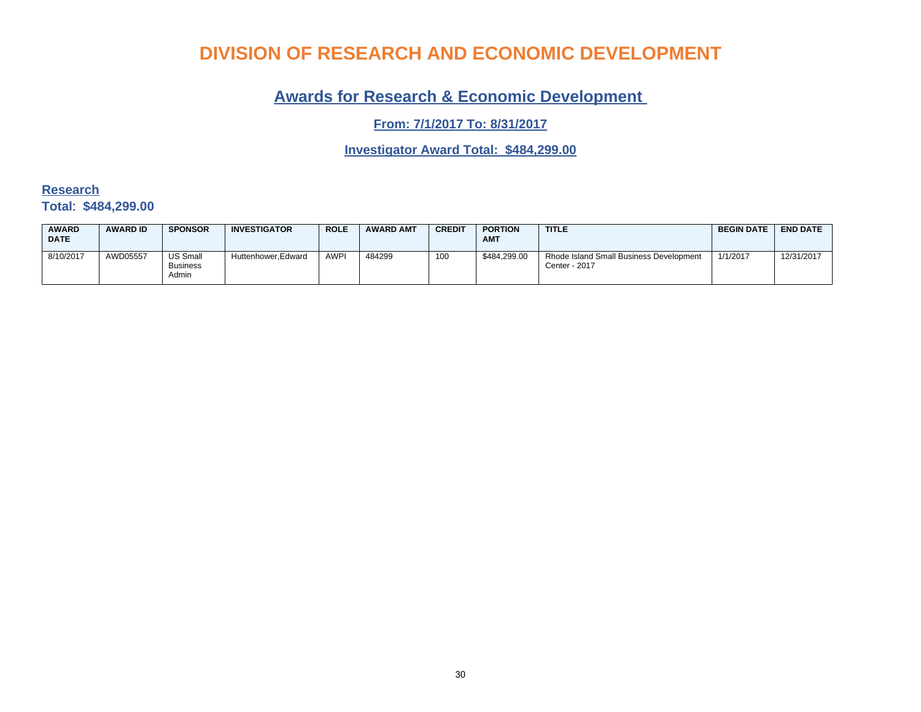# DIVISION OF RESEARCH AND ECONOMIC DEVELOPMENT

## Awards for Research & Economic Development

### From: 7/1/2017 To: 8/31/2017

### Investigator Award Total: $484,299.00

**Research**

**Total**: **$484,299.00**

| AWARD DATE | AWARD ID | SPONSOR | INVESTIGATOR | ROLE | AWARD AMT | CREDIT | PORTION AMT | TITLE | BEGIN DATE | END DATE |
|---|---|---|---|---|---|---|---|---|---|---|
| 8/10/2017 | AWD05557 | US Small Business Admin | Huttenhower,Edward | AWPI | 484299 | 100 | $484,299.00 | Rhode Island Small Business Development Center - 2017 | 1/1/2017 | 12/31/2017 |